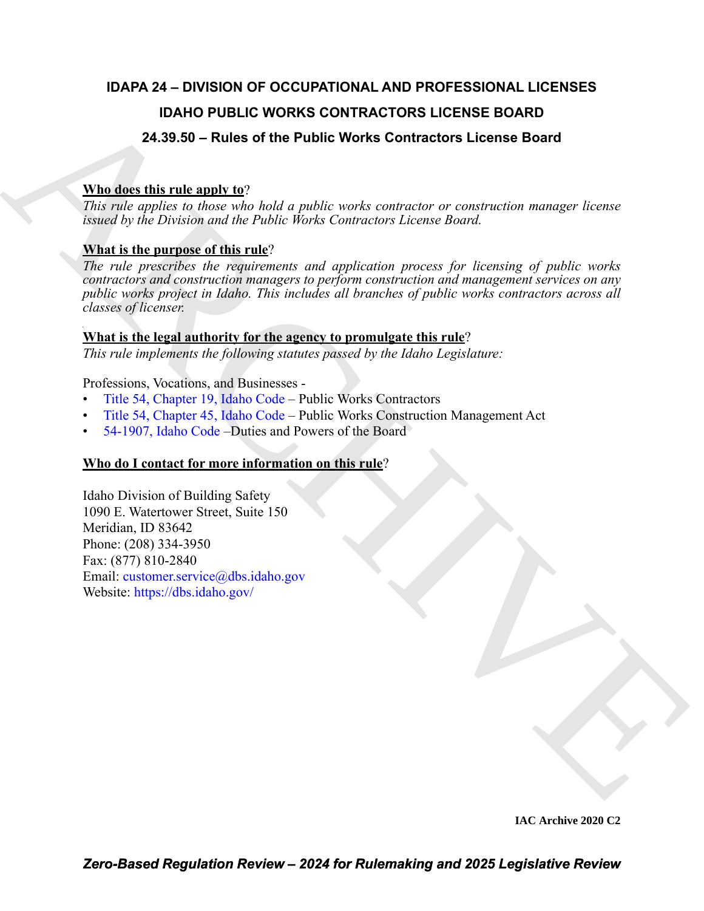# IDAPA 24 – DIVISION OF OCCUPATIONAL AND PROFESSIONAL LICENSES

## IDAHO PUBLIC WORKS CONTRACTORS LICENSE BOARD

## 24.39.50 – Rules of the Public Works Contractors License Board

**Who does this rule apply to?**

*This rule applies to those who hold a public works contractor or construction manager license issued by the Division and the Public Works Contractors License Board.*

**What is the purpose of this rule?**

*The rule prescribes the requirements and application process for licensing of public works contractors and construction managers to perform construction and management services on any public works project in Idaho. This includes all branches of public works contractors across all classes of licenser.*

**What is the legal authority for the agency to promulgate this rule?**

*This rule implements the following statutes passed by the Idaho Legislature:*

Professions, Vocations, and Businesses -

- Title 54, Chapter 19, Idaho Code – Public Works Contractors
- Title 54, Chapter 45, Idaho Code – Public Works Construction Management Act
- 54-1907, Idaho Code –Duties and Powers of the Board

**Who do I contact for more information on this rule?**

Idaho Division of Building Safety
1090 E. Watertower Street, Suite 150
Meridian, ID 83642
Phone: (208) 334-3950
Fax: (877) 810-2840
Email: customer.service@dbs.idaho.gov
Website: https://dbs.idaho.gov/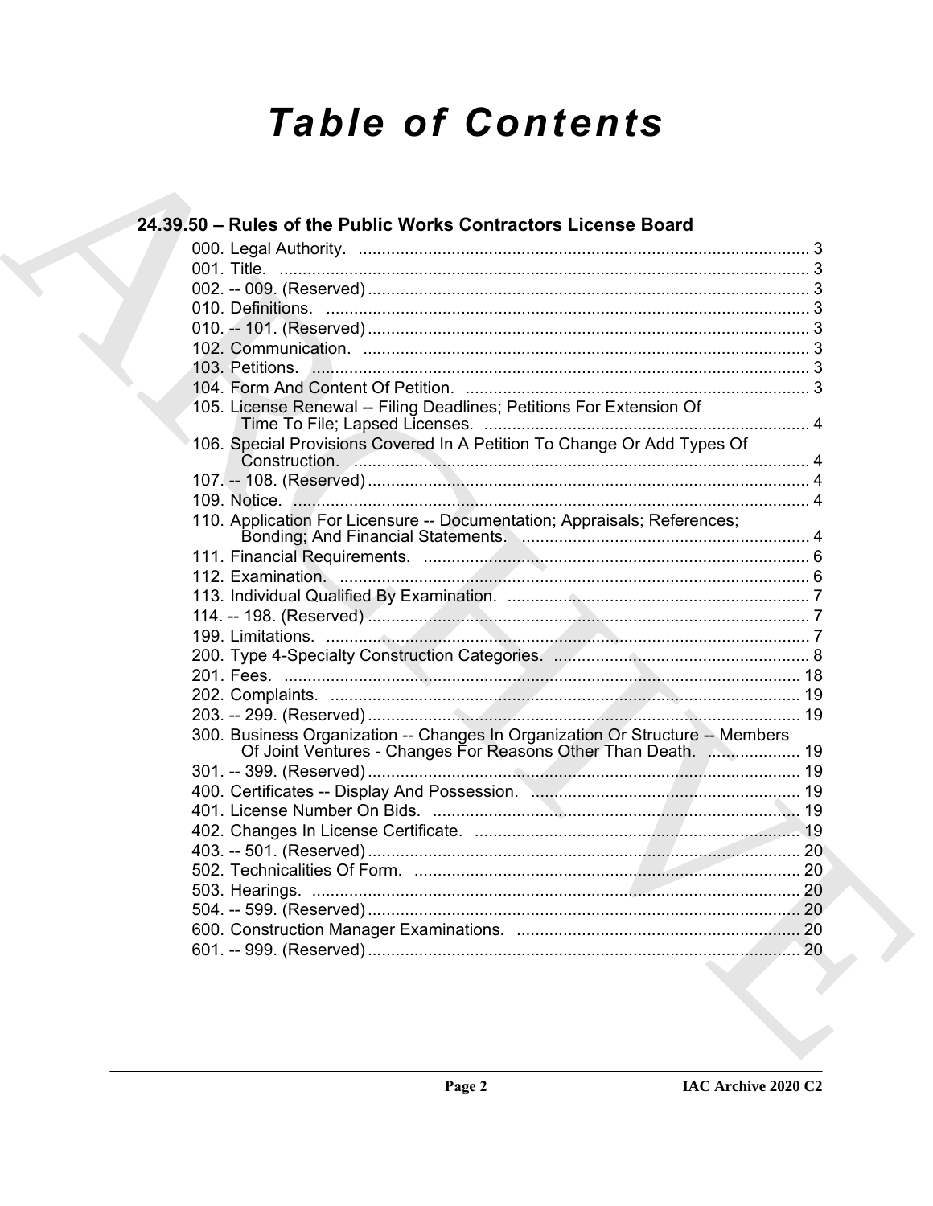# Table of Contents

## 24.39.50 – Rules of the Public Works Contractors License Board

000. Legal Authority. .................................................................................................. 3
001. Title. .................................................................................................. 3
002. -- 009. (Reserved) .................................................................................................. 3
010. Definitions. .................................................................................................. 3
010. -- 101. (Reserved) .................................................................................................. 3
102. Communication. .................................................................................................. 3
103. Petitions. .................................................................................................. 3
104. Form And Content Of Petition. .................................................................................................. 3
105. License Renewal -- Filing Deadlines; Petitions For Extension Of Time To File; Lapsed Licenses. .................................................................................................. 4
106. Special Provisions Covered In A Petition To Change Or Add Types Of Construction. .................................................................................................. 4
107. -- 108. (Reserved) .................................................................................................. 4
109. Notice. .................................................................................................. 4
110. Application For Licensure -- Documentation; Appraisals; References; Bonding; And Financial Statements. .................................................................................................. 4
111. Financial Requirements. .................................................................................................. 6
112. Examination. .................................................................................................. 6
113. Individual Qualified By Examination. .................................................................................................. 7
114. -- 198. (Reserved) .................................................................................................. 7
199. Limitations. .................................................................................................. 7
200. Type 4-Specialty Construction Categories. .................................................................................................. 8
201. Fees. .................................................................................................. 18
202. Complaints. .................................................................................................. 19
203. -- 299. (Reserved) .................................................................................................. 19
300. Business Organization -- Changes In Organization Or Structure -- Members Of Joint Ventures - Changes For Reasons Other Than Death. .................................................................................................. 19
301. -- 399. (Reserved) .................................................................................................. 19
400. Certificates -- Display And Possession. .................................................................................................. 19
401. License Number On Bids. .................................................................................................. 19
402. Changes In License Certificate. .................................................................................................. 19
403. -- 501. (Reserved) .................................................................................................. 20
502. Technicalities Of Form. .................................................................................................. 20
503. Hearings. .................................................................................................. 20
504. -- 599. (Reserved) .................................................................................................. 20
600. Construction Manager Examinations. .................................................................................................. 20
601. -- 999. (Reserved) .................................................................................................. 20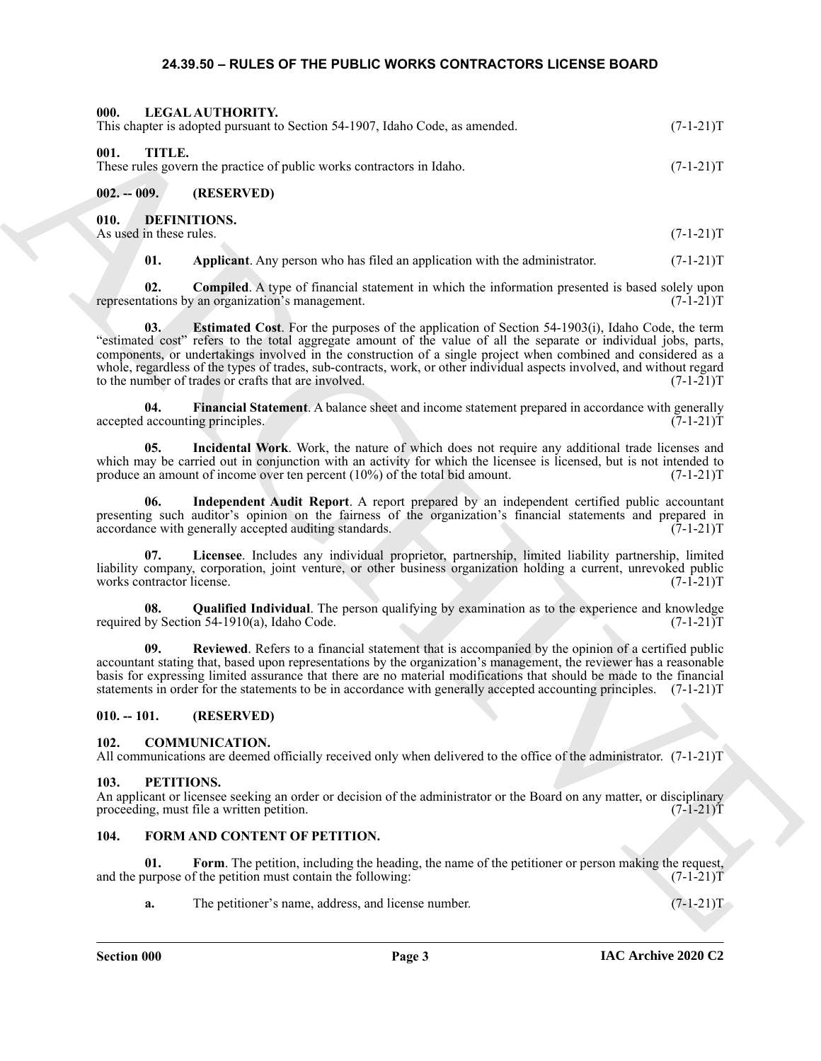## 24.39.50 – RULES OF THE PUBLIC WORKS CONTRACTORS LICENSE BOARD

### 000. LEGAL AUTHORITY.

This chapter is adopted pursuant to Section 54-1907, Idaho Code, as amended. (7-1-21)T

### 001. TITLE.

These rules govern the practice of public works contractors in Idaho. (7-1-21)T

### 002. -- 009. (RESERVED)

### 010. DEFINITIONS.

As used in these rules. (7-1-21)T

**01. Applicant**. Any person who has filed an application with the administrator. (7-1-21)T

**02. Compiled**. A type of financial statement in which the information presented is based solely upon representations by an organization's management. (7-1-21)T

**03. Estimated Cost**. For the purposes of the application of Section 54-1903(i), Idaho Code, the term "estimated cost" refers to the total aggregate amount of the value of all the separate or individual jobs, parts, components, or undertakings involved in the construction of a single project when combined and considered as a whole, regardless of the types of trades, sub-contracts, work, or other individual aspects involved, and without regard to the number of trades or crafts that are involved. (7-1-21)T

**04. Financial Statement**. A balance sheet and income statement prepared in accordance with generally accepted accounting principles. (7-1-21)T

**05. Incidental Work**. Work, the nature of which does not require any additional trade licenses and which may be carried out in conjunction with an activity for which the licensee is licensed, but is not intended to produce an amount of income over ten percent (10%) of the total bid amount. (7-1-21)T

**06. Independent Audit Report**. A report prepared by an independent certified public accountant presenting such auditor's opinion on the fairness of the organization's financial statements and prepared in accordance with generally accepted auditing standards. (7-1-21)T

**07. Licensee**. Includes any individual proprietor, partnership, limited liability partnership, limited liability company, corporation, joint venture, or other business organization holding a current, unrevoked public works contractor license. (7-1-21)T

**08. Qualified Individual**. The person qualifying by examination as to the experience and knowledge required by Section 54-1910(a), Idaho Code. (7-1-21)T

**09. Reviewed**. Refers to a financial statement that is accompanied by the opinion of a certified public accountant stating that, based upon representations by the organization's management, the reviewer has a reasonable basis for expressing limited assurance that there are no material modifications that should be made to the financial statements in order for the statements to be in accordance with generally accepted accounting principles. (7-1-21)T

### 010. -- 101. (RESERVED)

### 102. COMMUNICATION.

All communications are deemed officially received only when delivered to the office of the administrator. (7-1-21)T

### 103. PETITIONS.

An applicant or licensee seeking an order or decision of the administrator or the Board on any matter, or disciplinary proceeding, must file a written petition. (7-1-21)T

### 104. FORM AND CONTENT OF PETITION.

**01. Form**. The petition, including the heading, the name of the petitioner or person making the request, and the purpose of the petition must contain the following: (7-1-21)T

**a.** The petitioner's name, address, and license number. (7-1-21)T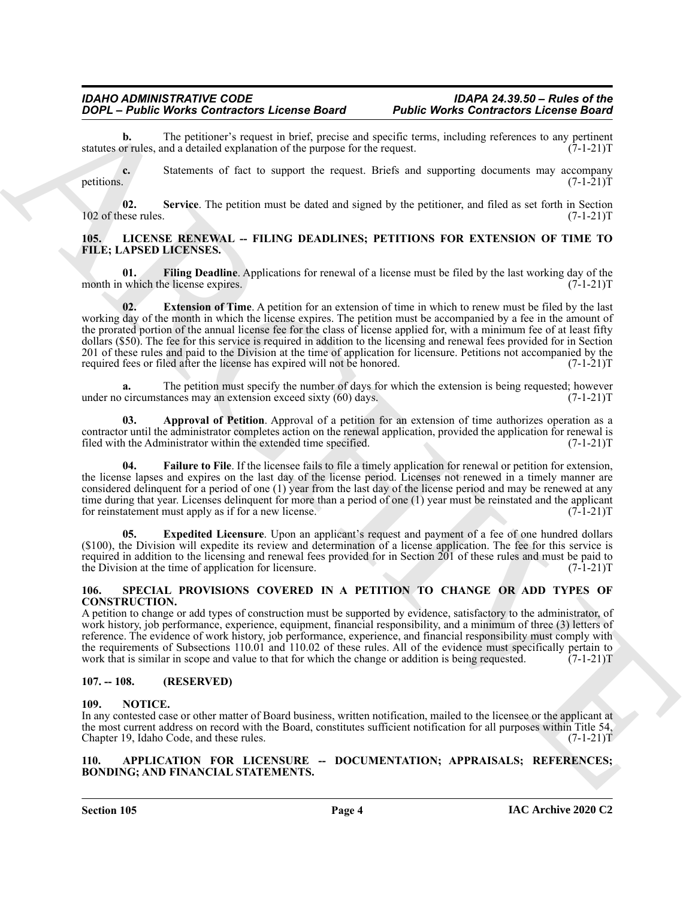**b.** The petitioner's request in brief, precise and specific terms, including references to any pertinent statutes or rules, and a detailed explanation of the purpose for the request. (7-1-21)T

**c.** Statements of fact to support the request. Briefs and supporting documents may accompany petitions. (7-1-21)T

**02. Service**. The petition must be dated and signed by the petitioner, and filed as set forth in Section 102 of these rules. (7-1-21)T

### 105. LICENSE RENEWAL -- FILING DEADLINES; PETITIONS FOR EXTENSION OF TIME TO FILE; LAPSED LICENSES.

**01. Filing Deadline**. Applications for renewal of a license must be filed by the last working day of the month in which the license expires. (7-1-21)T

**02. Extension of Time**. A petition for an extension of time in which to renew must be filed by the last working day of the month in which the license expires. The petition must be accompanied by a fee in the amount of the prorated portion of the annual license fee for the class of license applied for, with a minimum fee of at least fifty dollars ($50). The fee for this service is required in addition to the licensing and renewal fees provided for in Section 201 of these rules and paid to the Division at the time of application for licensure. Petitions not accompanied by the required fees or filed after the license has expired will not be honored. (7-1-21)T

**a.** The petition must specify the number of days for which the extension is being requested; however under no circumstances may an extension exceed sixty (60) days. (7-1-21)T

**03. Approval of Petition**. Approval of a petition for an extension of time authorizes operation as a contractor until the administrator completes action on the renewal application, provided the application for renewal is filed with the Administrator within the extended time specified. (7-1-21)T

**04. Failure to File**. If the licensee fails to file a timely application for renewal or petition for extension, the license lapses and expires on the last day of the license period. Licenses not renewed in a timely manner are considered delinquent for a period of one (1) year from the last day of the license period and may be renewed at any time during that year. Licenses delinquent for more than a period of one (1) year must be reinstated and the applicant for reinstatement must apply as if for a new license. (7-1-21)T

**05. Expedited Licensure**. Upon an applicant's request and payment of a fee of one hundred dollars ($100), the Division will expedite its review and determination of a license application. The fee for this service is required in addition to the licensing and renewal fees provided for in Section 201 of these rules and must be paid to the Division at the time of application for licensure. (7-1-21)T

### 106. SPECIAL PROVISIONS COVERED IN A PETITION TO CHANGE OR ADD TYPES OF CONSTRUCTION.

A petition to change or add types of construction must be supported by evidence, satisfactory to the administrator, of work history, job performance, experience, equipment, financial responsibility, and a minimum of three (3) letters of reference. The evidence of work history, job performance, experience, and financial responsibility must comply with the requirements of Subsections 110.01 and 110.02 of these rules. All of the evidence must specifically pertain to work that is similar in scope and value to that for which the change or addition is being requested. (7-1-21)T

### 107. -- 108. (RESERVED)

### 109. NOTICE.

In any contested case or other matter of Board business, written notification, mailed to the licensee or the applicant at the most current address on record with the Board, constitutes sufficient notification for all purposes within Title 54, Chapter 19, Idaho Code, and these rules. (7-1-21)T

### 110. APPLICATION FOR LICENSURE -- DOCUMENTATION; APPRAISALS; REFERENCES; BONDING; AND FINANCIAL STATEMENTS.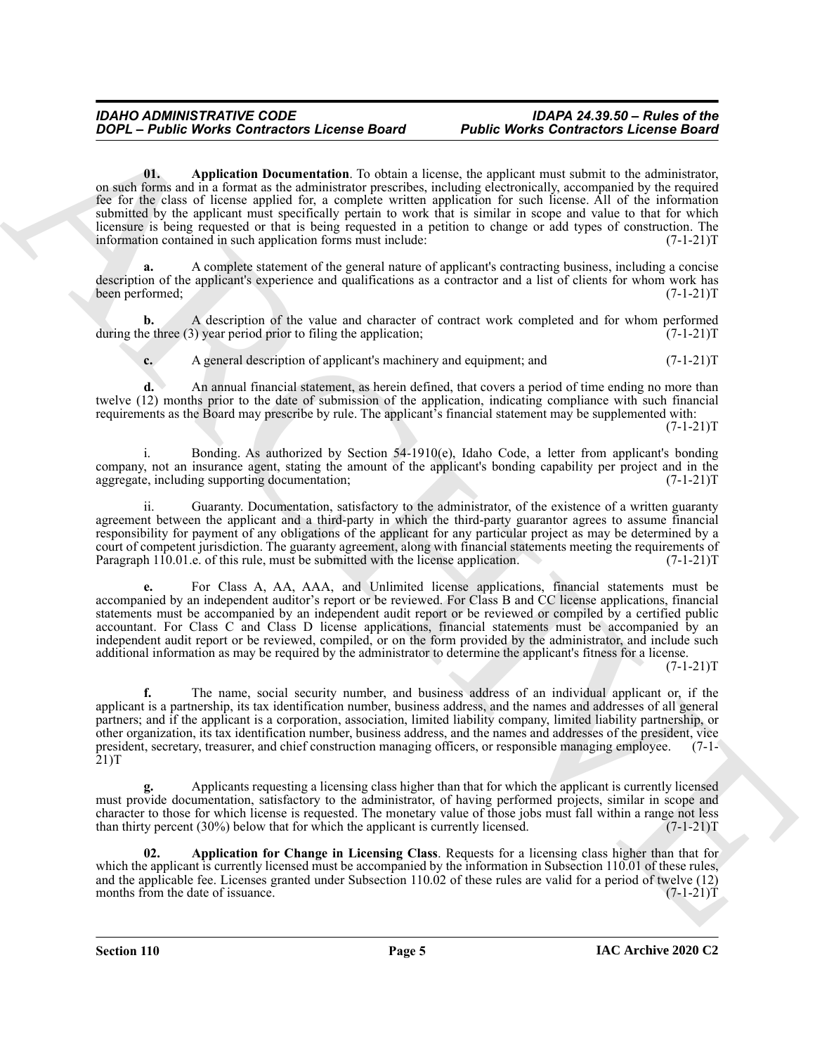**01. Application Documentation**. To obtain a license, the applicant must submit to the administrator, on such forms and in a format as the administrator prescribes, including electronically, accompanied by the required fee for the class of license applied for, a complete written application for such license. All of the information submitted by the applicant must specifically pertain to work that is similar in scope and value to that for which licensure is being requested or that is being requested in a petition to change or add types of construction. The information contained in such application forms must include: (7-1-21)T

**a.** A complete statement of the general nature of applicant's contracting business, including a concise description of the applicant's experience and qualifications as a contractor and a list of clients for whom work has been performed; (7-1-21)T

**b.** A description of the value and character of contract work completed and for whom performed during the three (3) year period prior to filing the application; (7-1-21)T

**c.** A general description of applicant's machinery and equipment; and (7-1-21)T

**d.** An annual financial statement, as herein defined, that covers a period of time ending no more than twelve (12) months prior to the date of submission of the application, indicating compliance with such financial requirements as the Board may prescribe by rule. The applicant's financial statement may be supplemented with: (7-1-21)T

i. Bonding. As authorized by Section 54-1910(e), Idaho Code, a letter from applicant's bonding company, not an insurance agent, stating the amount of the applicant's bonding capability per project and in the aggregate, including supporting documentation; (7-1-21)T

ii. Guaranty. Documentation, satisfactory to the administrator, of the existence of a written guaranty agreement between the applicant and a third-party in which the third-party guarantor agrees to assume financial responsibility for payment of any obligations of the applicant for any particular project as may be determined by a court of competent jurisdiction. The guaranty agreement, along with financial statements meeting the requirements of Paragraph 110.01.e. of this rule, must be submitted with the license application. (7-1-21)T

**e.** For Class A, AA, AAA, and Unlimited license applications, financial statements must be accompanied by an independent auditor's report or be reviewed. For Class B and CC license applications, financial statements must be accompanied by an independent audit report or be reviewed or compiled by a certified public accountant. For Class C and Class D license applications, financial statements must be accompanied by an independent audit report or be reviewed, compiled, or on the form provided by the administrator, and include such additional information as may be required by the administrator to determine the applicant's fitness for a license. (7-1-21)T

**f.** The name, social security number, and business address of an individual applicant or, if the applicant is a partnership, its tax identification number, business address, and the names and addresses of all general partners; and if the applicant is a corporation, association, limited liability company, limited liability partnership, or other organization, its tax identification number, business address, and the names and addresses of the president, vice president, secretary, treasurer, and chief construction managing officers, or responsible managing employee. (7-1-21)T

**g.** Applicants requesting a licensing class higher than that for which the applicant is currently licensed must provide documentation, satisfactory to the administrator, of having performed projects, similar in scope and character to those for which license is requested. The monetary value of those jobs must fall within a range not less than thirty percent (30%) below that for which the applicant is currently licensed. (7-1-21)T

**02. Application for Change in Licensing Class**. Requests for a licensing class higher than that for which the applicant is currently licensed must be accompanied by the information in Subsection 110.01 of these rules, and the applicable fee. Licenses granted under Subsection 110.02 of these rules are valid for a period of twelve (12) months from the date of issuance. (7-1-21)T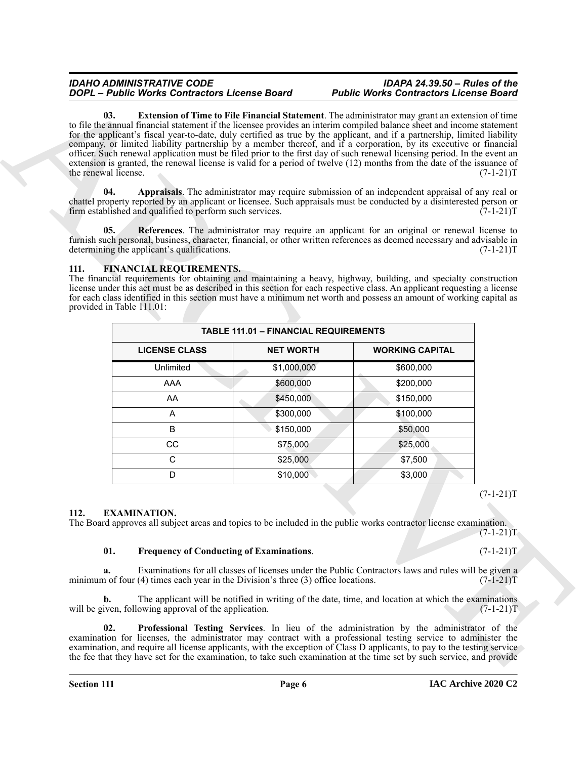**03. Extension of Time to File Financial Statement**. The administrator may grant an extension of time to file the annual financial statement if the licensee provides an interim compiled balance sheet and income statement for the applicant's fiscal year-to-date, duly certified as true by the applicant, and if a partnership, limited liability company, or limited liability partnership by a member thereof, and if a corporation, by its executive or financial officer. Such renewal application must be filed prior to the first day of such renewal licensing period. In the event an extension is granted, the renewal license is valid for a period of twelve (12) months from the date of the issuance of the renewal license. (7-1-21)T

**04. Appraisals**. The administrator may require submission of an independent appraisal of any real or chattel property reported by an applicant or licensee. Such appraisals must be conducted by a disinterested person or firm established and qualified to perform such services. (7-1-21)T

**05. References**. The administrator may require an applicant for an original or renewal license to furnish such personal, business, character, financial, or other written references as deemed necessary and advisable in determining the applicant's qualifications. (7-1-21)T

## 111. FINANCIAL REQUIREMENTS.

The financial requirements for obtaining and maintaining a heavy, highway, building, and specialty construction license under this act must be as described in this section for each respective class. An applicant requesting a license for each class identified in this section must have a minimum net worth and possess an amount of working capital as provided in Table 111.01:

| TABLE 111.01 – FINANCIAL REQUIREMENTS | | |
|---|---|---|
| **LICENSE CLASS** | **NET WORTH** | **WORKING CAPITAL** |
| Unlimited | $1,000,000 | $600,000 |
| AAA | $600,000 | $200,000 |
| AA | $450,000 | $150,000 |
| A | $300,000 | $100,000 |
| B | $150,000 | $50,000 |
| CC | $75,000 | $25,000 |
| C | $25,000 | $7,500 |
| D | $10,000 | $3,000 |

(7-1-21)T

## 112. EXAMINATION.

The Board approves all subject areas and topics to be included in the public works contractor license examination. (7-1-21)T

**01. Frequency of Conducting of Examinations**. (7-1-21)T

**a.** Examinations for all classes of licenses under the Public Contractors laws and rules will be given a minimum of four (4) times each year in the Division's three (3) office locations. (7-1-21)T

**b.** The applicant will be notified in writing of the date, time, and location at which the examinations will be given, following approval of the application. (7-1-21)T

**02. Professional Testing Services**. In lieu of the administration by the administrator of the examination for licenses, the administrator may contract with a professional testing service to administer the examination, and require all license applicants, with the exception of Class D applicants, to pay to the testing service the fee that they have set for the examination, to take such examination at the time set by such service, and provide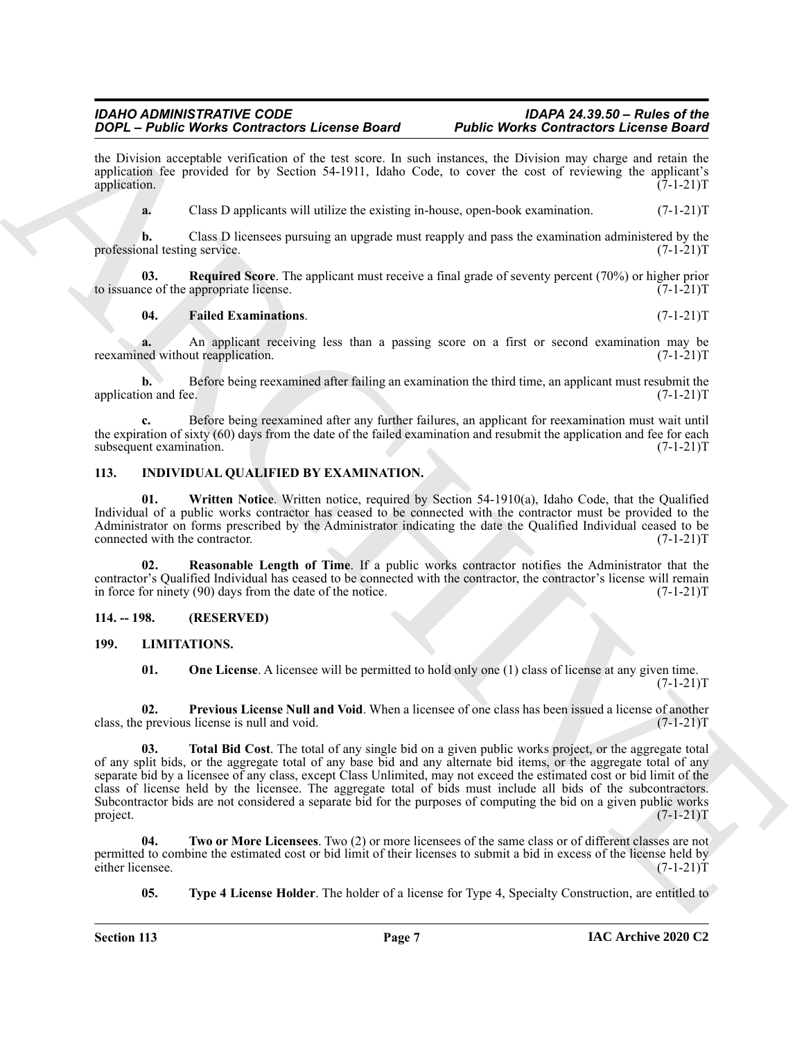the Division acceptable verification of the test score. In such instances, the Division may charge and retain the application fee provided for by Section 54-1911, Idaho Code, to cover the cost of reviewing the applicant's application. (7-1-21)T

**a.** Class D applicants will utilize the existing in-house, open-book examination. (7-1-21)T

**b.** Class D licensees pursuing an upgrade must reapply and pass the examination administered by the professional testing service. (7-1-21)T

**03. Required Score**. The applicant must receive a final grade of seventy percent (70%) or higher prior to issuance of the appropriate license. (7-1-21)T

**04. Failed Examinations**. (7-1-21)T

**a.** An applicant receiving less than a passing score on a first or second examination may be reexamined without reapplication. (7-1-21)T

**b.** Before being reexamined after failing an examination the third time, an applicant must resubmit the application and fee. (7-1-21)T

**c.** Before being reexamined after any further failures, an applicant for reexamination must wait until the expiration of sixty (60) days from the date of the failed examination and resubmit the application and fee for each subsequent examination. (7-1-21)T

## 113. INDIVIDUAL QUALIFIED BY EXAMINATION.

**01. Written Notice**. Written notice, required by Section 54-1910(a), Idaho Code, that the Qualified Individual of a public works contractor has ceased to be connected with the contractor must be provided to the Administrator on forms prescribed by the Administrator indicating the date the Qualified Individual ceased to be connected with the contractor. (7-1-21)T

**02. Reasonable Length of Time**. If a public works contractor notifies the Administrator that the contractor's Qualified Individual has ceased to be connected with the contractor, the contractor's license will remain in force for ninety (90) days from the date of the notice. (7-1-21)T

## 114. -- 198. (RESERVED)

## 199. LIMITATIONS.

**01. One License**. A licensee will be permitted to hold only one (1) class of license at any given time. (7-1-21)T

**02. Previous License Null and Void**. When a licensee of one class has been issued a license of another class, the previous license is null and void. (7-1-21)T

**03. Total Bid Cost**. The total of any single bid on a given public works project, or the aggregate total of any split bids, or the aggregate total of any base bid and any alternate bid items, or the aggregate total of any separate bid by a licensee of any class, except Class Unlimited, may not exceed the estimated cost or bid limit of the class of license held by the licensee. The aggregate total of bids must include all bids of the subcontractors. Subcontractor bids are not considered a separate bid for the purposes of computing the bid on a given public works project. (7-1-21)T

**04. Two or More Licensees**. Two (2) or more licensees of the same class or of different classes are not permitted to combine the estimated cost or bid limit of their licenses to submit a bid in excess of the license held by either licensee. (7-1-21)T

**05. Type 4 License Holder**. The holder of a license for Type 4, Specialty Construction, are entitled to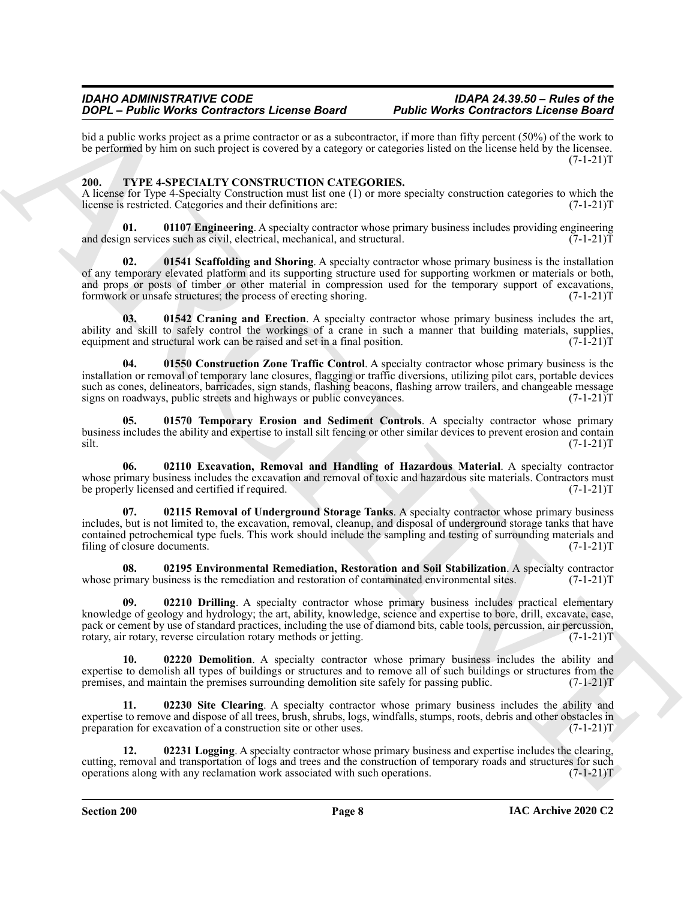bid a public works project as a prime contractor or as a subcontractor, if more than fifty percent (50%) of the work to be performed by him on such project is covered by a category or categories listed on the license held by the licensee. (7-1-21)T

## 200. TYPE 4-SPECIALTY CONSTRUCTION CATEGORIES.

A license for Type 4-Specialty Construction must list one (1) or more specialty construction categories to which the license is restricted. Categories and their definitions are: (7-1-21)T

**01. 01107 Engineering**. A specialty contractor whose primary business includes providing engineering and design services such as civil, electrical, mechanical, and structural. (7-1-21)T

**02. 01541 Scaffolding and Shoring**. A specialty contractor whose primary business is the installation of any temporary elevated platform and its supporting structure used for supporting workmen or materials or both, and props or posts of timber or other material in compression used for the temporary support of excavations, formwork or unsafe structures; the process of erecting shoring. (7-1-21)T

**03. 01542 Craning and Erection**. A specialty contractor whose primary business includes the art, ability and skill to safely control the workings of a crane in such a manner that building materials, supplies, equipment and structural work can be raised and set in a final position. (7-1-21)T

**04. 01550 Construction Zone Traffic Control**. A specialty contractor whose primary business is the installation or removal of temporary lane closures, flagging or traffic diversions, utilizing pilot cars, portable devices such as cones, delineators, barricades, sign stands, flashing beacons, flashing arrow trailers, and changeable message signs on roadways, public streets and highways or public conveyances. (7-1-21)T

**05. 01570 Temporary Erosion and Sediment Controls**. A specialty contractor whose primary business includes the ability and expertise to install silt fencing or other similar devices to prevent erosion and contain silt. (7-1-21)T

**06. 02110 Excavation, Removal and Handling of Hazardous Material**. A specialty contractor whose primary business includes the excavation and removal of toxic and hazardous site materials. Contractors must be properly licensed and certified if required. (7-1-21)T

**07. 02115 Removal of Underground Storage Tanks**. A specialty contractor whose primary business includes, but is not limited to, the excavation, removal, cleanup, and disposal of underground storage tanks that have contained petrochemical type fuels. This work should include the sampling and testing of surrounding materials and filing of closure documents. (7-1-21)T

**08. 02195 Environmental Remediation, Restoration and Soil Stabilization**. A specialty contractor whose primary business is the remediation and restoration of contaminated environmental sites. (7-1-21)T

**09. 02210 Drilling**. A specialty contractor whose primary business includes practical elementary knowledge of geology and hydrology; the art, ability, knowledge, science and expertise to bore, drill, excavate, case, pack or cement by use of standard practices, including the use of diamond bits, cable tools, percussion, air percussion, rotary, air rotary, reverse circulation rotary methods or jetting. (7-1-21)T

**10. 02220 Demolition**. A specialty contractor whose primary business includes the ability and expertise to demolish all types of buildings or structures and to remove all of such buildings or structures from the premises, and maintain the premises surrounding demolition site safely for passing public. (7-1-21)T

**11. 02230 Site Clearing**. A specialty contractor whose primary business includes the ability and expertise to remove and dispose of all trees, brush, shrubs, logs, windfalls, stumps, roots, debris and other obstacles in preparation for excavation of a construction site or other uses. (7-1-21)T

**12. 02231 Logging**. A specialty contractor whose primary business and expertise includes the clearing, cutting, removal and transportation of logs and trees and the construction of temporary roads and structures for such operations along with any reclamation work associated with such operations. (7-1-21)T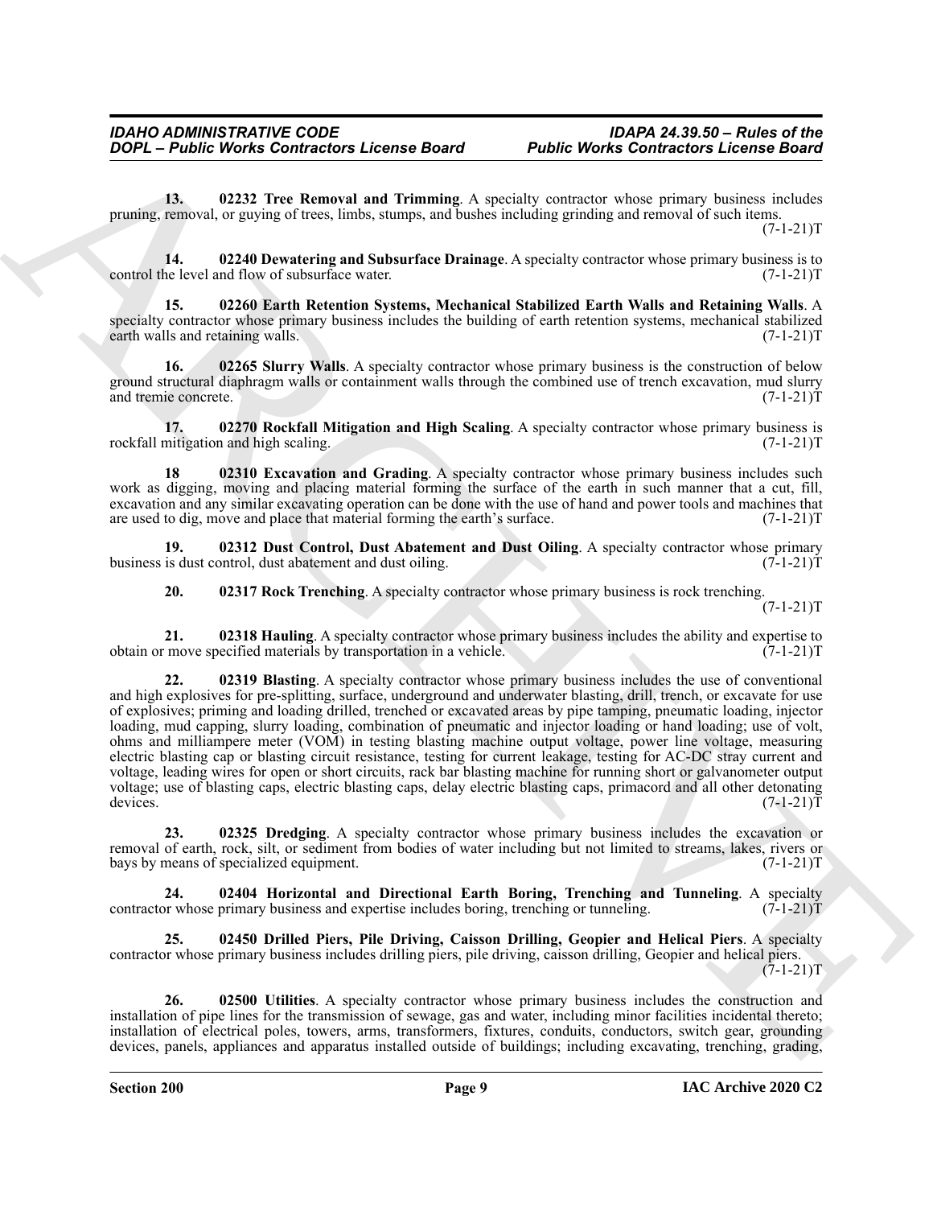**13. 02232 Tree Removal and Trimming**. A specialty contractor whose primary business includes pruning, removal, or guying of trees, limbs, stumps, and bushes including grinding and removal of such items. (7-1-21)T

**14. 02240 Dewatering and Subsurface Drainage**. A specialty contractor whose primary business is to control the level and flow of subsurface water. (7-1-21)T

**15. 02260 Earth Retention Systems, Mechanical Stabilized Earth Walls and Retaining Walls**. A specialty contractor whose primary business includes the building of earth retention systems, mechanical stabilized earth walls and retaining walls. (7-1-21)T

**16. 02265 Slurry Walls**. A specialty contractor whose primary business is the construction of below ground structural diaphragm walls or containment walls through the combined use of trench excavation, mud slurry and tremie concrete. (7-1-21)T

**17. 02270 Rockfall Mitigation and High Scaling**. A specialty contractor whose primary business is rockfall mitigation and high scaling. (7-1-21)T

**18 02310 Excavation and Grading**. A specialty contractor whose primary business includes such work as digging, moving and placing material forming the surface of the earth in such manner that a cut, fill, excavation and any similar excavating operation can be done with the use of hand and power tools and machines that are used to dig, move and place that material forming the earth's surface. (7-1-21)T

**19. 02312 Dust Control, Dust Abatement and Dust Oiling**. A specialty contractor whose primary business is dust control, dust abatement and dust oiling. (7-1-21)T

**20. 02317 Rock Trenching**. A specialty contractor whose primary business is rock trenching. (7-1-21)T

**21. 02318 Hauling**. A specialty contractor whose primary business includes the ability and expertise to obtain or move specified materials by transportation in a vehicle. (7-1-21)T

**22. 02319 Blasting**. A specialty contractor whose primary business includes the use of conventional and high explosives for pre-splitting, surface, underground and underwater blasting, drill, trench, or excavate for use of explosives; priming and loading drilled, trenched or excavated areas by pipe tamping, pneumatic loading, injector loading, mud capping, slurry loading, combination of pneumatic and injector loading or hand loading; use of volt, ohms and milliampere meter (VOM) in testing blasting machine output voltage, power line voltage, measuring electric blasting cap or blasting circuit resistance, testing for current leakage, testing for AC-DC stray current and voltage, leading wires for open or short circuits, rack bar blasting machine for running short or galvanometer output voltage; use of blasting caps, electric blasting caps, delay electric blasting caps, primacord and all other detonating devices. (7-1-21)T

**23. 02325 Dredging**. A specialty contractor whose primary business includes the excavation or removal of earth, rock, silt, or sediment from bodies of water including but not limited to streams, lakes, rivers or bays by means of specialized equipment. (7-1-21)T

**24. 02404 Horizontal and Directional Earth Boring, Trenching and Tunneling**. A specialty contractor whose primary business and expertise includes boring, trenching or tunneling. (7-1-21)T

**25. 02450 Drilled Piers, Pile Driving, Caisson Drilling, Geopier and Helical Piers**. A specialty contractor whose primary business includes drilling piers, pile driving, caisson drilling, Geopier and helical piers. (7-1-21)T

**26. 02500 Utilities**. A specialty contractor whose primary business includes the construction and installation of pipe lines for the transmission of sewage, gas and water, including minor facilities incidental thereto; installation of electrical poles, towers, arms, transformers, fixtures, conduits, conductors, switch gear, grounding devices, panels, appliances and apparatus installed outside of buildings; including excavating, trenching, grading,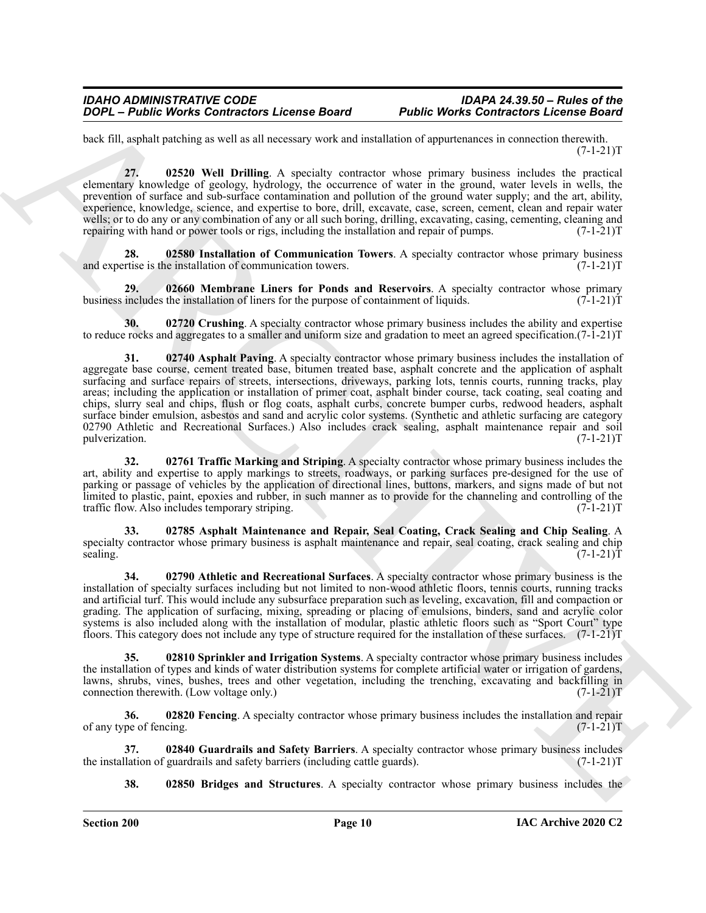back fill, asphalt patching as well as all necessary work and installation of appurtenances in connection therewith. (7-1-21)T

**27. 02520 Well Drilling**. A specialty contractor whose primary business includes the practical elementary knowledge of geology, hydrology, the occurrence of water in the ground, water levels in wells, the prevention of surface and sub-surface contamination and pollution of the ground water supply; and the art, ability, experience, knowledge, science, and expertise to bore, drill, excavate, case, screen, cement, clean and repair water wells; or to do any or any combination of any or all such boring, drilling, excavating, casing, cementing, cleaning and repairing with hand or power tools or rigs, including the installation and repair of pumps. (7-1-21)T

**28. 02580 Installation of Communication Towers**. A specialty contractor whose primary business and expertise is the installation of communication towers. (7-1-21)T

**29. 02660 Membrane Liners for Ponds and Reservoirs**. A specialty contractor whose primary business includes the installation of liners for the purpose of containment of liquids. (7-1-21)T

**30. 02720 Crushing**. A specialty contractor whose primary business includes the ability and expertise to reduce rocks and aggregates to a smaller and uniform size and gradation to meet an agreed specification.(7-1-21)T

**31. 02740 Asphalt Paving**. A specialty contractor whose primary business includes the installation of aggregate base course, cement treated base, bitumen treated base, asphalt concrete and the application of asphalt surfacing and surface repairs of streets, intersections, driveways, parking lots, tennis courts, running tracks, play areas; including the application or installation of primer coat, asphalt binder course, tack coating, seal coating and chips, slurry seal and chips, flush or flog coats, asphalt curbs, concrete bumper curbs, redwood headers, asphalt surface binder emulsion, asbestos and sand and acrylic color systems. (Synthetic and athletic surfacing are category 02790 Athletic and Recreational Surfaces.) Also includes crack sealing, asphalt maintenance repair and soil pulverization. (7-1-21)T

**32. 02761 Traffic Marking and Striping**. A specialty contractor whose primary business includes the art, ability and expertise to apply markings to streets, roadways, or parking surfaces pre-designed for the use of parking or passage of vehicles by the application of directional lines, buttons, markers, and signs made of but not limited to plastic, paint, epoxies and rubber, in such manner as to provide for the channeling and controlling of the traffic flow. Also includes temporary striping. (7-1-21)T

**33. 02785 Asphalt Maintenance and Repair, Seal Coating, Crack Sealing and Chip Sealing**. A specialty contractor whose primary business is asphalt maintenance and repair, seal coating, crack sealing and chip sealing. (7-1-21)T

**34. 02790 Athletic and Recreational Surfaces**. A specialty contractor whose primary business is the installation of specialty surfaces including but not limited to non-wood athletic floors, tennis courts, running tracks and artificial turf. This would include any subsurface preparation such as leveling, excavation, fill and compaction or grading. The application of surfacing, mixing, spreading or placing of emulsions, binders, sand and acrylic color systems is also included along with the installation of modular, plastic athletic floors such as "Sport Court" type floors. This category does not include any type of structure required for the installation of these surfaces. (7-1-21)T

**35. 02810 Sprinkler and Irrigation Systems**. A specialty contractor whose primary business includes the installation of types and kinds of water distribution systems for complete artificial water or irrigation of gardens, lawns, shrubs, vines, bushes, trees and other vegetation, including the trenching, excavating and backfilling in connection therewith. (Low voltage only.) (7-1-21)T

**36. 02820 Fencing**. A specialty contractor whose primary business includes the installation and repair of any type of fencing. (7-1-21)T

**37. 02840 Guardrails and Safety Barriers**. A specialty contractor whose primary business includes the installation of guardrails and safety barriers (including cattle guards). (7-1-21)T

**38. 02850 Bridges and Structures**. A specialty contractor whose primary business includes the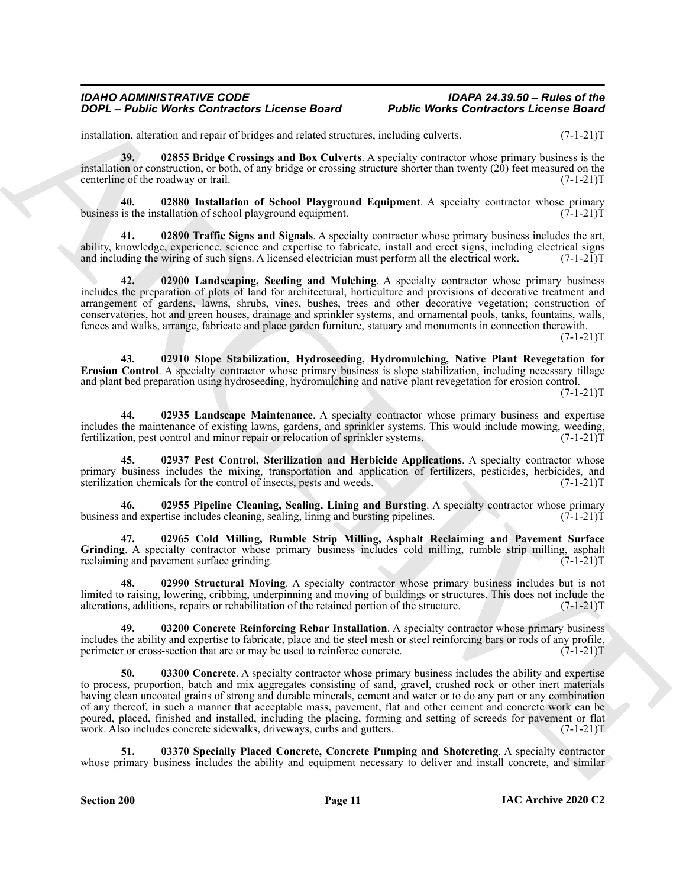installation, alteration and repair of bridges and related structures, including culverts. (7-1-21)T

**39. 02855 Bridge Crossings and Box Culverts**. A specialty contractor whose primary business is the installation or construction, or both, of any bridge or crossing structure shorter than twenty (20) feet measured on the centerline of the roadway or trail. (7-1-21)T

**40. 02880 Installation of School Playground Equipment**. A specialty contractor whose primary business is the installation of school playground equipment. (7-1-21)T

**41. 02890 Traffic Signs and Signals**. A specialty contractor whose primary business includes the art, ability, knowledge, experience, science and expertise to fabricate, install and erect signs, including electrical signs and including the wiring of such signs. A licensed electrician must perform all the electrical work. (7-1-21)T

**42. 02900 Landscaping, Seeding and Mulching**. A specialty contractor whose primary business includes the preparation of plots of land for architectural, horticulture and provisions of decorative treatment and arrangement of gardens, lawns, shrubs, vines, bushes, trees and other decorative vegetation; construction of conservatories, hot and green houses, drainage and sprinkler systems, and ornamental pools, tanks, fountains, walls, fences and walks, arrange, fabricate and place garden furniture, statuary and monuments in connection therewith. (7-1-21)T

**43. 02910 Slope Stabilization, Hydroseeding, Hydromulching, Native Plant Revegetation for Erosion Control**. A specialty contractor whose primary business is slope stabilization, including necessary tillage and plant bed preparation using hydroseeding, hydromulching and native plant revegetation for erosion control. (7-1-21)T

**44. 02935 Landscape Maintenance**. A specialty contractor whose primary business and expertise includes the maintenance of existing lawns, gardens, and sprinkler systems. This would include mowing, weeding, fertilization, pest control and minor repair or relocation of sprinkler systems. (7-1-21)T

**45. 02937 Pest Control, Sterilization and Herbicide Applications**. A specialty contractor whose primary business includes the mixing, transportation and application of fertilizers, pesticides, herbicides, and sterilization chemicals for the control of insects, pests and weeds. (7-1-21)T

**46. 02955 Pipeline Cleaning, Sealing, Lining and Bursting**. A specialty contractor whose primary business and expertise includes cleaning, sealing, lining and bursting pipelines. (7-1-21)T

**47. 02965 Cold Milling, Rumble Strip Milling, Asphalt Reclaiming and Pavement Surface Grinding**. A specialty contractor whose primary business includes cold milling, rumble strip milling, asphalt reclaiming and pavement surface grinding. (7-1-21)T

**48. 02990 Structural Moving**. A specialty contractor whose primary business includes but is not limited to raising, lowering, cribbing, underpinning and moving of buildings or structures. This does not include the alterations, additions, repairs or rehabilitation of the retained portion of the structure. (7-1-21)T

**49. 03200 Concrete Reinforcing Rebar Installation**. A specialty contractor whose primary business includes the ability and expertise to fabricate, place and tie steel mesh or steel reinforcing bars or rods of any profile, perimeter or cross-section that are or may be used to reinforce concrete. (7-1-21)T

**50. 03300 Concrete**. A specialty contractor whose primary business includes the ability and expertise to process, proportion, batch and mix aggregates consisting of sand, gravel, crushed rock or other inert materials having clean uncoated grains of strong and durable minerals, cement and water or to do any part or any combination of any thereof, in such a manner that acceptable mass, pavement, flat and other cement and concrete work can be poured, placed, finished and installed, including the placing, forming and setting of screeds for pavement or flat work. Also includes concrete sidewalks, driveways, curbs and gutters. (7-1-21)T

**51. 03370 Specially Placed Concrete, Concrete Pumping and Shotcreting**. A specialty contractor whose primary business includes the ability and equipment necessary to deliver and install concrete, and similar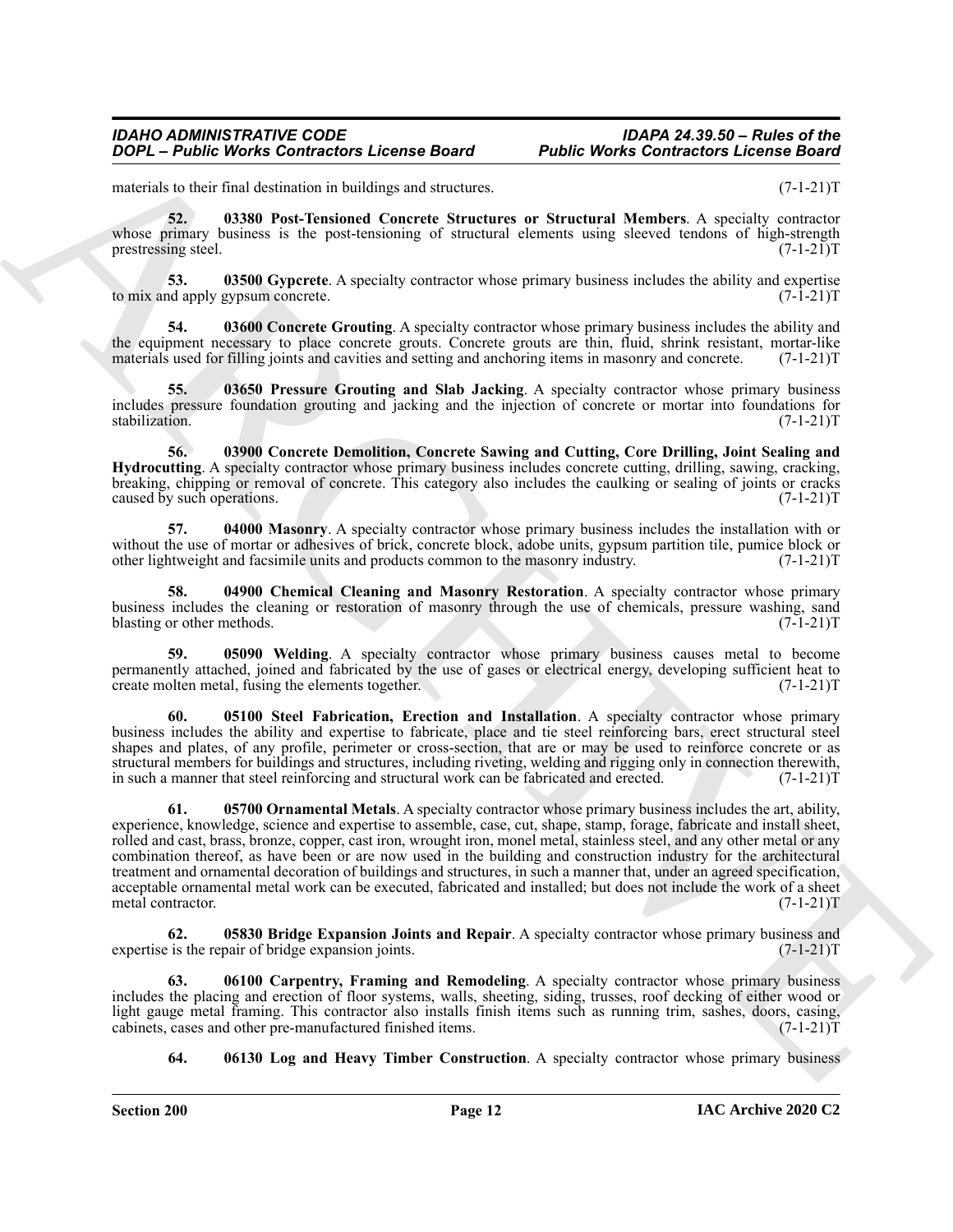materials to their final destination in buildings and structures. (7-1-21)T

**52. 03380 Post-Tensioned Concrete Structures or Structural Members**. A specialty contractor whose primary business is the post-tensioning of structural elements using sleeved tendons of high-strength prestressing steel. (7-1-21)T

**53. 03500 Gypcrete**. A specialty contractor whose primary business includes the ability and expertise to mix and apply gypsum concrete. (7-1-21)T

**54. 03600 Concrete Grouting**. A specialty contractor whose primary business includes the ability and the equipment necessary to place concrete grouts. Concrete grouts are thin, fluid, shrink resistant, mortar-like materials used for filling joints and cavities and setting and anchoring items in masonry and concrete. (7-1-21)T

**55. 03650 Pressure Grouting and Slab Jacking**. A specialty contractor whose primary business includes pressure foundation grouting and jacking and the injection of concrete or mortar into foundations for stabilization. (7-1-21)T

**56. 03900 Concrete Demolition, Concrete Sawing and Cutting, Core Drilling, Joint Sealing and Hydrocutting**. A specialty contractor whose primary business includes concrete cutting, drilling, sawing, cracking, breaking, chipping or removal of concrete. This category also includes the caulking or sealing of joints or cracks caused by such operations. (7-1-21)T

**57. 04000 Masonry**. A specialty contractor whose primary business includes the installation with or without the use of mortar or adhesives of brick, concrete block, adobe units, gypsum partition tile, pumice block or other lightweight and facsimile units and products common to the masonry industry. (7-1-21)T

**58. 04900 Chemical Cleaning and Masonry Restoration**. A specialty contractor whose primary business includes the cleaning or restoration of masonry through the use of chemicals, pressure washing, sand blasting or other methods. (7-1-21)T

**59. 05090 Welding**. A specialty contractor whose primary business causes metal to become permanently attached, joined and fabricated by the use of gases or electrical energy, developing sufficient heat to create molten metal, fusing the elements together. (7-1-21)T

**60. 05100 Steel Fabrication, Erection and Installation**. A specialty contractor whose primary business includes the ability and expertise to fabricate, place and tie steel reinforcing bars, erect structural steel shapes and plates, of any profile, perimeter or cross-section, that are or may be used to reinforce concrete or as structural members for buildings and structures, including riveting, welding and rigging only in connection therewith, in such a manner that steel reinforcing and structural work can be fabricated and erected. (7-1-21)T

**61. 05700 Ornamental Metals**. A specialty contractor whose primary business includes the art, ability, experience, knowledge, science and expertise to assemble, case, cut, shape, stamp, forage, fabricate and install sheet, rolled and cast, brass, bronze, copper, cast iron, wrought iron, monel metal, stainless steel, and any other metal or any combination thereof, as have been or are now used in the building and construction industry for the architectural treatment and ornamental decoration of buildings and structures, in such a manner that, under an agreed specification, acceptable ornamental metal work can be executed, fabricated and installed; but does not include the work of a sheet metal contractor. (7-1-21)T

**62. 05830 Bridge Expansion Joints and Repair**. A specialty contractor whose primary business and expertise is the repair of bridge expansion joints. (7-1-21)T

**63. 06100 Carpentry, Framing and Remodeling**. A specialty contractor whose primary business includes the placing and erection of floor systems, walls, sheeting, siding, trusses, roof decking of either wood or light gauge metal framing. This contractor also installs finish items such as running trim, sashes, doors, casing, cabinets, cases and other pre-manufactured finished items. (7-1-21)T

**64. 06130 Log and Heavy Timber Construction**. A specialty contractor whose primary business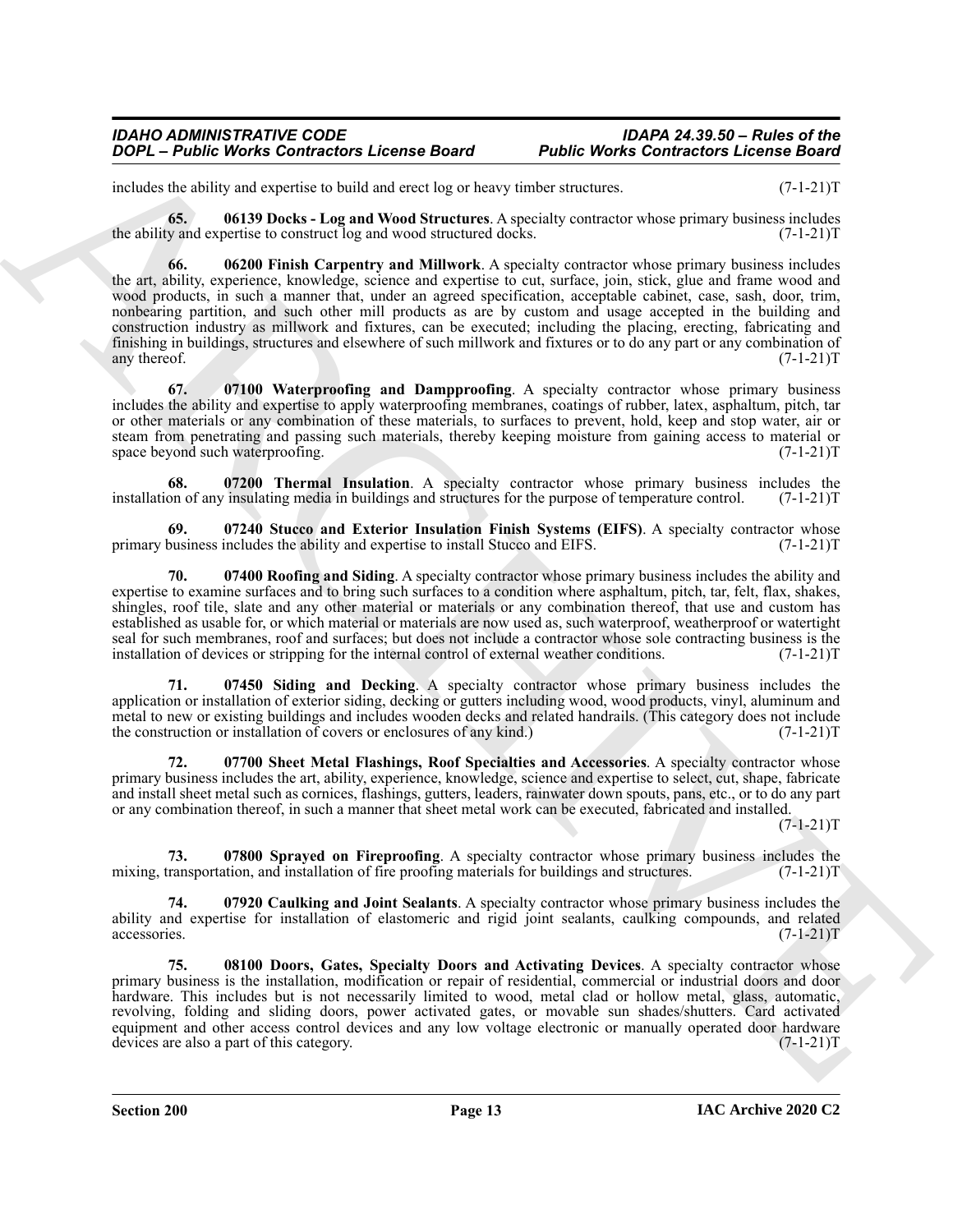includes the ability and expertise to build and erect log or heavy timber structures. (7-1-21)T

**65. 06139 Docks - Log and Wood Structures**. A specialty contractor whose primary business includes the ability and expertise to construct log and wood structured docks. (7-1-21)T

**66. 06200 Finish Carpentry and Millwork**. A specialty contractor whose primary business includes the art, ability, experience, knowledge, science and expertise to cut, surface, join, stick, glue and frame wood and wood products, in such a manner that, under an agreed specification, acceptable cabinet, case, sash, door, trim, nonbearing partition, and such other mill products as are by custom and usage accepted in the building and construction industry as millwork and fixtures, can be executed; including the placing, erecting, fabricating and finishing in buildings, structures and elsewhere of such millwork and fixtures or to do any part or any combination of any thereof. (7-1-21)T

**67. 07100 Waterproofing and Dampproofing**. A specialty contractor whose primary business includes the ability and expertise to apply waterproofing membranes, coatings of rubber, latex, asphaltum, pitch, tar or other materials or any combination of these materials, to surfaces to prevent, hold, keep and stop water, air or steam from penetrating and passing such materials, thereby keeping moisture from gaining access to material or space beyond such waterproofing. (7-1-21)T

**68. 07200 Thermal Insulation**. A specialty contractor whose primary business includes the installation of any insulating media in buildings and structures for the purpose of temperature control. (7-1-21)T

**69. 07240 Stucco and Exterior Insulation Finish Systems (EIFS)**. A specialty contractor whose primary business includes the ability and expertise to install Stucco and EIFS. (7-1-21)T

**70. 07400 Roofing and Siding**. A specialty contractor whose primary business includes the ability and expertise to examine surfaces and to bring such surfaces to a condition where asphaltum, pitch, tar, felt, flax, shakes, shingles, roof tile, slate and any other material or materials or any combination thereof, that use and custom has established as usable for, or which material or materials are now used as, such waterproof, weatherproof or watertight seal for such membranes, roof and surfaces; but does not include a contractor whose sole contracting business is the installation of devices or stripping for the internal control of external weather conditions. (7-1-21)T

**71. 07450 Siding and Decking**. A specialty contractor whose primary business includes the application or installation of exterior siding, decking or gutters including wood, wood products, vinyl, aluminum and metal to new or existing buildings and includes wooden decks and related handrails. (This category does not include the construction or installation of covers or enclosures of any kind.) (7-1-21)T

**72. 07700 Sheet Metal Flashings, Roof Specialties and Accessories**. A specialty contractor whose primary business includes the art, ability, experience, knowledge, science and expertise to select, cut, shape, fabricate and install sheet metal such as cornices, flashings, gutters, leaders, rainwater down spouts, pans, etc., or to do any part or any combination thereof, in such a manner that sheet metal work can be executed, fabricated and installed. (7-1-21)T

**73. 07800 Sprayed on Fireproofing**. A specialty contractor whose primary business includes the mixing, transportation, and installation of fire proofing materials for buildings and structures. (7-1-21)T

**74. 07920 Caulking and Joint Sealants**. A specialty contractor whose primary business includes the ability and expertise for installation of elastomeric and rigid joint sealants, caulking compounds, and related accessories. (7-1-21)T

**75. 08100 Doors, Gates, Specialty Doors and Activating Devices**. A specialty contractor whose primary business is the installation, modification or repair of residential, commercial or industrial doors and door hardware. This includes but is not necessarily limited to wood, metal clad or hollow metal, glass, automatic, revolving, folding and sliding doors, power activated gates, or movable sun shades/shutters. Card activated equipment and other access control devices and any low voltage electronic or manually operated door hardware devices are also a part of this category. (7-1-21)T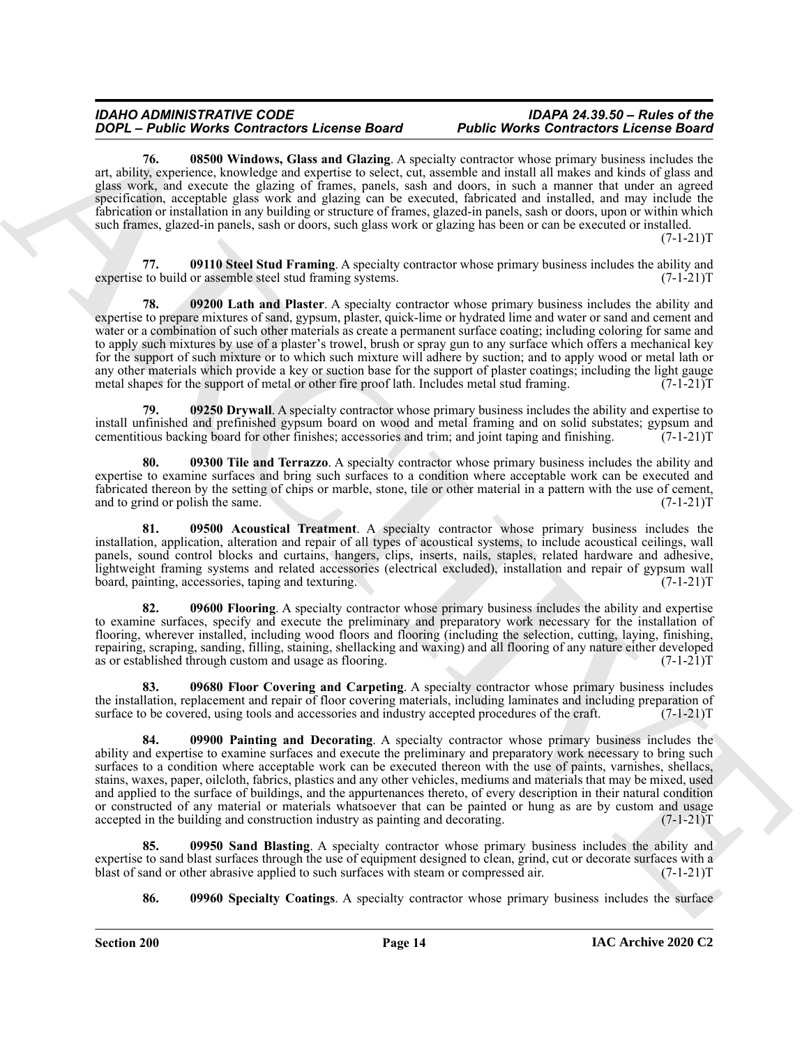**76. 08500 Windows, Glass and Glazing**. A specialty contractor whose primary business includes the art, ability, experience, knowledge and expertise to select, cut, assemble and install all makes and kinds of glass and glass work, and execute the glazing of frames, panels, sash and doors, in such a manner that under an agreed specification, acceptable glass work and glazing can be executed, fabricated and installed, and may include the fabrication or installation in any building or structure of frames, glazed-in panels, sash or doors, upon or within which such frames, glazed-in panels, sash or doors, such glass work or glazing has been or can be executed or installed. (7-1-21)T

**77. 09110 Steel Stud Framing**. A specialty contractor whose primary business includes the ability and expertise to build or assemble steel stud framing systems. (7-1-21)T

**78. 09200 Lath and Plaster**. A specialty contractor whose primary business includes the ability and expertise to prepare mixtures of sand, gypsum, plaster, quick-lime or hydrated lime and water or sand and cement and water or a combination of such other materials as create a permanent surface coating; including coloring for same and to apply such mixtures by use of a plaster's trowel, brush or spray gun to any surface which offers a mechanical key for the support of such mixture or to which such mixture will adhere by suction; and to apply wood or metal lath or any other materials which provide a key or suction base for the support of plaster coatings; including the light gauge metal shapes for the support of metal or other fire proof lath. Includes metal stud framing. (7-1-21)T

**79. 09250 Drywall**. A specialty contractor whose primary business includes the ability and expertise to install unfinished and prefinished gypsum board on wood and metal framing and on solid substates; gypsum and cementitious backing board for other finishes; accessories and trim; and joint taping and finishing. (7-1-21)T

**80. 09300 Tile and Terrazzo**. A specialty contractor whose primary business includes the ability and expertise to examine surfaces and bring such surfaces to a condition where acceptable work can be executed and fabricated thereon by the setting of chips or marble, stone, tile or other material in a pattern with the use of cement, and to grind or polish the same. (7-1-21)T

**81. 09500 Acoustical Treatment**. A specialty contractor whose primary business includes the installation, application, alteration and repair of all types of acoustical systems, to include acoustical ceilings, wall panels, sound control blocks and curtains, hangers, clips, inserts, nails, staples, related hardware and adhesive, lightweight framing systems and related accessories (electrical excluded), installation and repair of gypsum wall board, painting, accessories, taping and texturing. (7-1-21)T

**82. 09600 Flooring**. A specialty contractor whose primary business includes the ability and expertise to examine surfaces, specify and execute the preliminary and preparatory work necessary for the installation of flooring, wherever installed, including wood floors and flooring (including the selection, cutting, laying, finishing, repairing, scraping, sanding, filling, staining, shellacking and waxing) and all flooring of any nature either developed as or established through custom and usage as flooring. (7-1-21)T

**83. 09680 Floor Covering and Carpeting**. A specialty contractor whose primary business includes the installation, replacement and repair of floor covering materials, including laminates and including preparation of surface to be covered, using tools and accessories and industry accepted procedures of the craft. (7-1-21)T

**84. 09900 Painting and Decorating**. A specialty contractor whose primary business includes the ability and expertise to examine surfaces and execute the preliminary and preparatory work necessary to bring such surfaces to a condition where acceptable work can be executed thereon with the use of paints, varnishes, shellacs, stains, waxes, paper, oilcloth, fabrics, plastics and any other vehicles, mediums and materials that may be mixed, used and applied to the surface of buildings, and the appurtenances thereto, of every description in their natural condition or constructed of any material or materials whatsoever that can be painted or hung as are by custom and usage accepted in the building and construction industry as painting and decorating. (7-1-21)T

**85. 09950 Sand Blasting**. A specialty contractor whose primary business includes the ability and expertise to sand blast surfaces through the use of equipment designed to clean, grind, cut or decorate surfaces with a blast of sand or other abrasive applied to such surfaces with steam or compressed air. (7-1-21)T

**86. 09960 Specialty Coatings**. A specialty contractor whose primary business includes the surface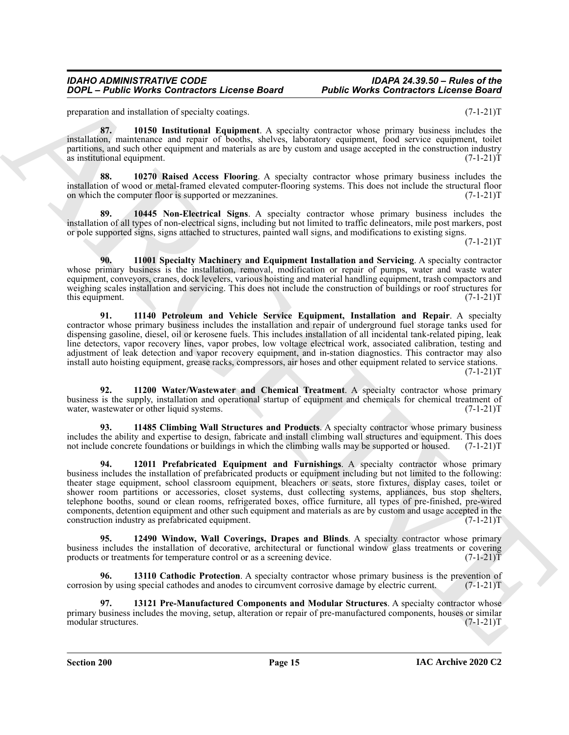preparation and installation of specialty coatings. (7-1-21)T

**87. 10150 Institutional Equipment**. A specialty contractor whose primary business includes the installation, maintenance and repair of booths, shelves, laboratory equipment, food service equipment, toilet partitions, and such other equipment and materials as are by custom and usage accepted in the construction industry as institutional equipment. (7-1-21)T

**88. 10270 Raised Access Flooring**. A specialty contractor whose primary business includes the installation of wood or metal-framed elevated computer-flooring systems. This does not include the structural floor on which the computer floor is supported or mezzanines. (7-1-21)T

**89. 10445 Non-Electrical Signs**. A specialty contractor whose primary business includes the installation of all types of non-electrical signs, including but not limited to traffic delineators, mile post markers, post or pole supported signs, signs attached to structures, painted wall signs, and modifications to existing signs. (7-1-21)T

**90. 11001 Specialty Machinery and Equipment Installation and Servicing**. A specialty contractor whose primary business is the installation, removal, modification or repair of pumps, water and waste water equipment, conveyors, cranes, dock levelers, various hoisting and material handling equipment, trash compactors and weighing scales installation and servicing. This does not include the construction of buildings or roof structures for this equipment. (7-1-21)T

**91. 11140 Petroleum and Vehicle Service Equipment, Installation and Repair**. A specialty contractor whose primary business includes the installation and repair of underground fuel storage tanks used for dispensing gasoline, diesel, oil or kerosene fuels. This includes installation of all incidental tank-related piping, leak line detectors, vapor recovery lines, vapor probes, low voltage electrical work, associated calibration, testing and adjustment of leak detection and vapor recovery equipment, and in-station diagnostics. This contractor may also install auto hoisting equipment, grease racks, compressors, air hoses and other equipment related to service stations. (7-1-21)T

**92. 11200 Water/Wastewater and Chemical Treatment**. A specialty contractor whose primary business is the supply, installation and operational startup of equipment and chemicals for chemical treatment of water, wastewater or other liquid systems. (7-1-21)T

**93. 11485 Climbing Wall Structures and Products**. A specialty contractor whose primary business includes the ability and expertise to design, fabricate and install climbing wall structures and equipment. This does not include concrete foundations or buildings in which the climbing walls may be supported or housed. (7-1-21)T

**94. 12011 Prefabricated Equipment and Furnishings**. A specialty contractor whose primary business includes the installation of prefabricated products or equipment including but not limited to the following: theater stage equipment, school classroom equipment, bleachers or seats, store fixtures, display cases, toilet or shower room partitions or accessories, closet systems, dust collecting systems, appliances, bus stop shelters, telephone booths, sound or clean rooms, refrigerated boxes, office furniture, all types of pre-finished, pre-wired components, detention equipment and other such equipment and materials as are by custom and usage accepted in the construction industry as prefabricated equipment. (7-1-21)T

**95. 12490 Window, Wall Coverings, Drapes and Blinds**. A specialty contractor whose primary business includes the installation of decorative, architectural or functional window glass treatments or covering products or treatments for temperature control or as a screening device. (7-1-21)T

**96. 13110 Cathodic Protection**. A specialty contractor whose primary business is the prevention of corrosion by using special cathodes and anodes to circumvent corrosive damage by electric current. (7-1-21)T

**97. 13121 Pre-Manufactured Components and Modular Structures**. A specialty contractor whose primary business includes the moving, setup, alteration or repair of pre-manufactured components, houses or similar modular structures. (7-1-21)T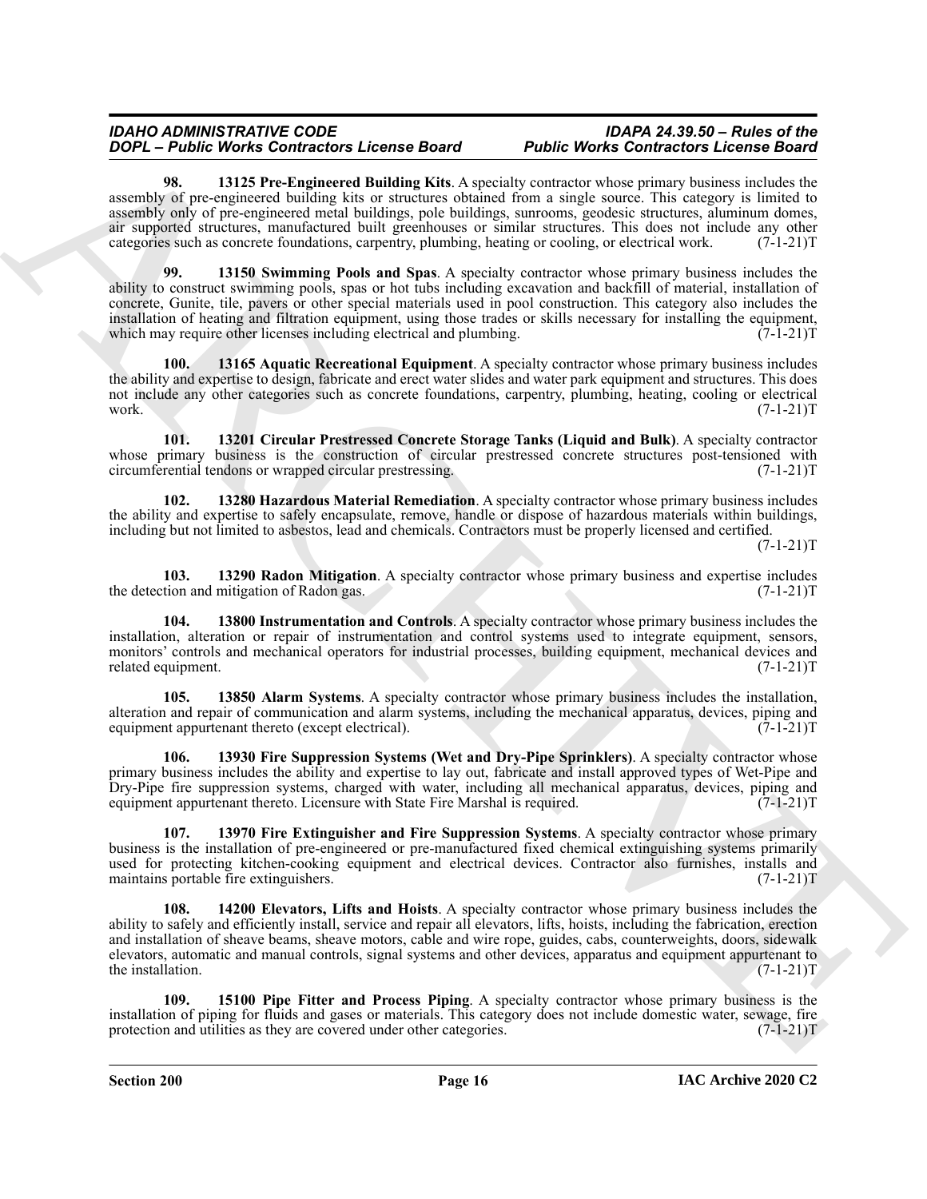**98. 13125 Pre-Engineered Building Kits**. A specialty contractor whose primary business includes the assembly of pre-engineered building kits or structures obtained from a single source. This category is limited to assembly only of pre-engineered metal buildings, pole buildings, sunrooms, geodesic structures, aluminum domes, air supported structures, manufactured built greenhouses or similar structures. This does not include any other categories such as concrete foundations, carpentry, plumbing, heating or cooling, or electrical work. (7-1-21)T

**99. 13150 Swimming Pools and Spas**. A specialty contractor whose primary business includes the ability to construct swimming pools, spas or hot tubs including excavation and backfill of material, installation of concrete, Gunite, tile, pavers or other special materials used in pool construction. This category also includes the installation of heating and filtration equipment, using those trades or skills necessary for installing the equipment, which may require other licenses including electrical and plumbing. (7-1-21)T

**100. 13165 Aquatic Recreational Equipment**. A specialty contractor whose primary business includes the ability and expertise to design, fabricate and erect water slides and water park equipment and structures. This does not include any other categories such as concrete foundations, carpentry, plumbing, heating, cooling or electrical work. (7-1-21)T

**101. 13201 Circular Prestressed Concrete Storage Tanks (Liquid and Bulk)**. A specialty contractor whose primary business is the construction of circular prestressed concrete structures post-tensioned with circumferential tendons or wrapped circular prestressing. (7-1-21)T

**102. 13280 Hazardous Material Remediation**. A specialty contractor whose primary business includes the ability and expertise to safely encapsulate, remove, handle or dispose of hazardous materials within buildings, including but not limited to asbestos, lead and chemicals. Contractors must be properly licensed and certified. (7-1-21)T

**103. 13290 Radon Mitigation**. A specialty contractor whose primary business and expertise includes the detection and mitigation of Radon gas. (7-1-21)T

**104. 13800 Instrumentation and Controls**. A specialty contractor whose primary business includes the installation, alteration or repair of instrumentation and control systems used to integrate equipment, sensors, monitors' controls and mechanical operators for industrial processes, building equipment, mechanical devices and related equipment. (7-1-21)T

**105. 13850 Alarm Systems**. A specialty contractor whose primary business includes the installation, alteration and repair of communication and alarm systems, including the mechanical apparatus, devices, piping and equipment appurtenant thereto (except electrical). (7-1-21)T

**106. 13930 Fire Suppression Systems (Wet and Dry-Pipe Sprinklers)**. A specialty contractor whose primary business includes the ability and expertise to lay out, fabricate and install approved types of Wet-Pipe and Dry-Pipe fire suppression systems, charged with water, including all mechanical apparatus, devices, piping and equipment appurtenant thereto. Licensure with State Fire Marshal is required. (7-1-21)T

**107. 13970 Fire Extinguisher and Fire Suppression Systems**. A specialty contractor whose primary business is the installation of pre-engineered or pre-manufactured fixed chemical extinguishing systems primarily used for protecting kitchen-cooking equipment and electrical devices. Contractor also furnishes, installs and maintains portable fire extinguishers. (7-1-21)T

**108. 14200 Elevators, Lifts and Hoists**. A specialty contractor whose primary business includes the ability to safely and efficiently install, service and repair all elevators, lifts, hoists, including the fabrication, erection and installation of sheave beams, sheave motors, cable and wire rope, guides, cabs, counterweights, doors, sidewalk elevators, automatic and manual controls, signal systems and other devices, apparatus and equipment appurtenant to the installation. (7-1-21)T

**109. 15100 Pipe Fitter and Process Piping**. A specialty contractor whose primary business is the installation of piping for fluids and gases or materials. This category does not include domestic water, sewage, fire protection and utilities as they are covered under other categories. (7-1-21)T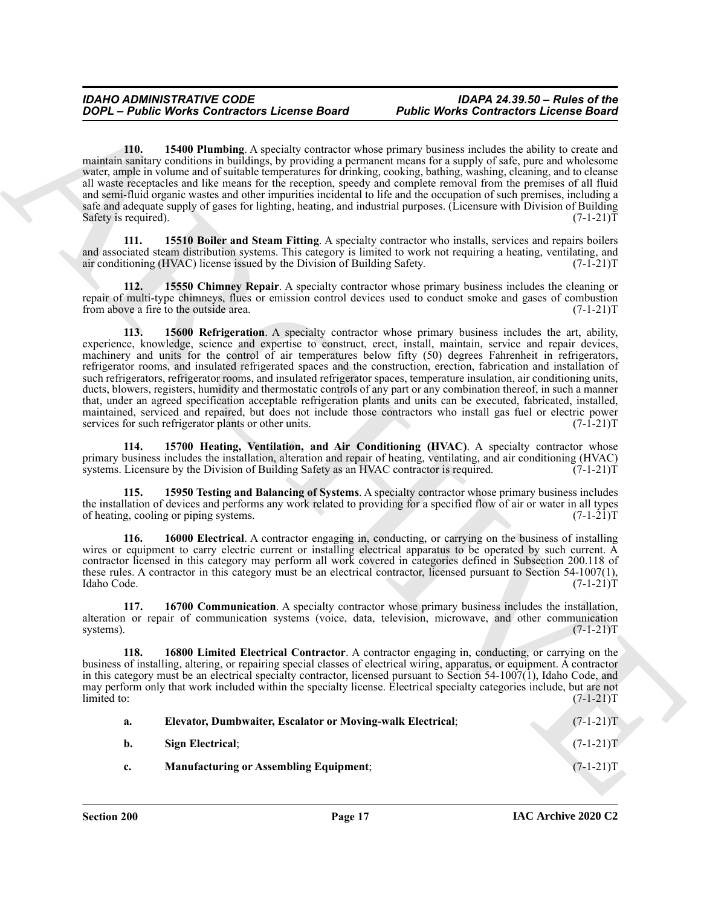**110. 15400 Plumbing**. A specialty contractor whose primary business includes the ability to create and maintain sanitary conditions in buildings, by providing a permanent means for a supply of safe, pure and wholesome water, ample in volume and of suitable temperatures for drinking, cooking, bathing, washing, cleaning, and to cleanse all waste receptacles and like means for the reception, speedy and complete removal from the premises of all fluid and semi-fluid organic wastes and other impurities incidental to life and the occupation of such premises, including a safe and adequate supply of gases for lighting, heating, and industrial purposes. (Licensure with Division of Building Safety is required). (7-1-21)T

**111. 15510 Boiler and Steam Fitting**. A specialty contractor who installs, services and repairs boilers and associated steam distribution systems. This category is limited to work not requiring a heating, ventilating, and air conditioning (HVAC) license issued by the Division of Building Safety. (7-1-21)T

**112. 15550 Chimney Repair**. A specialty contractor whose primary business includes the cleaning or repair of multi-type chimneys, flues or emission control devices used to conduct smoke and gases of combustion from above a fire to the outside area. (7-1-21)T

**113. 15600 Refrigeration**. A specialty contractor whose primary business includes the art, ability, experience, knowledge, science and expertise to construct, erect, install, maintain, service and repair devices, machinery and units for the control of air temperatures below fifty (50) degrees Fahrenheit in refrigerators, refrigerator rooms, and insulated refrigerated spaces and the construction, erection, fabrication and installation of such refrigerators, refrigerator rooms, and insulated refrigerator spaces, temperature insulation, air conditioning units, ducts, blowers, registers, humidity and thermostatic controls of any part or any combination thereof, in such a manner that, under an agreed specification acceptable refrigeration plants and units can be executed, fabricated, installed, maintained, serviced and repaired, but does not include those contractors who install gas fuel or electric power services for such refrigerator plants or other units. (7-1-21)T

**114. 15700 Heating, Ventilation, and Air Conditioning (HVAC)**. A specialty contractor whose primary business includes the installation, alteration and repair of heating, ventilating, and air conditioning (HVAC) systems. Licensure by the Division of Building Safety as an HVAC contractor is required. (7-1-21)T

**115. 15950 Testing and Balancing of Systems**. A specialty contractor whose primary business includes the installation of devices and performs any work related to providing for a specified flow of air or water in all types of heating, cooling or piping systems. (7-1-21)T

**116. 16000 Electrical**. A contractor engaging in, conducting, or carrying on the business of installing wires or equipment to carry electric current or installing electrical apparatus to be operated by such current. A contractor licensed in this category may perform all work covered in categories defined in Subsection 200.118 of these rules. A contractor in this category must be an electrical contractor, licensed pursuant to Section 54-1007(1), Idaho Code. (7-1-21)T

**117. 16700 Communication**. A specialty contractor whose primary business includes the installation, alteration or repair of communication systems (voice, data, television, microwave, and other communication systems). (7-1-21)T

**118. 16800 Limited Electrical Contractor**. A contractor engaging in, conducting, or carrying on the business of installing, altering, or repairing special classes of electrical wiring, apparatus, or equipment. A contractor in this category must be an electrical specialty contractor, licensed pursuant to Section 54-1007(1), Idaho Code, and may perform only that work included within the specialty license. Electrical specialty categories include, but are not limited to: (7-1-21)T

**a. Elevator, Dumbwaiter, Escalator or Moving-walk Electrical**; (7-1-21)T

**b. Sign Electrical**; (7-1-21)T

**c. Manufacturing or Assembling Equipment**; (7-1-21)T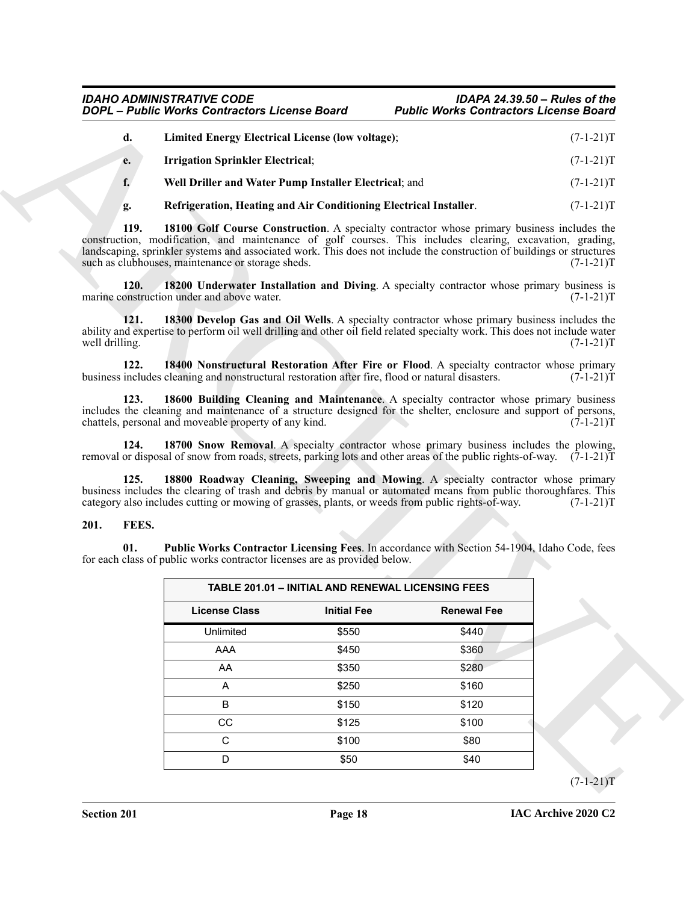**d. Limited Energy Electrical License (low voltage)**; (7-1-21)T

**e. Irrigation Sprinkler Electrical**; (7-1-21)T

**f. Well Driller and Water Pump Installer Electrical**; and (7-1-21)T

**g. Refrigeration, Heating and Air Conditioning Electrical Installer**. (7-1-21)T

**119. 18100 Golf Course Construction**. A specialty contractor whose primary business includes the construction, modification, and maintenance of golf courses. This includes clearing, excavation, grading, landscaping, sprinkler systems and associated work. This does not include the construction of buildings or structures such as clubhouses, maintenance or storage sheds. (7-1-21)T

**120. 18200 Underwater Installation and Diving**. A specialty contractor whose primary business is marine construction under and above water. (7-1-21)T

**121. 18300 Develop Gas and Oil Wells**. A specialty contractor whose primary business includes the ability and expertise to perform oil well drilling and other oil field related specialty work. This does not include water well drilling. (7-1-21)T

**122. 18400 Nonstructural Restoration After Fire or Flood**. A specialty contractor whose primary business includes cleaning and nonstructural restoration after fire, flood or natural disasters. (7-1-21)T

**123. 18600 Building Cleaning and Maintenance**. A specialty contractor whose primary business includes the cleaning and maintenance of a structure designed for the shelter, enclosure and support of persons, chattels, personal and moveable property of any kind. (7-1-21)T

**124. 18700 Snow Removal**. A specialty contractor whose primary business includes the plowing, removal or disposal of snow from roads, streets, parking lots and other areas of the public rights-of-way. (7-1-21)T

**125. 18800 Roadway Cleaning, Sweeping and Mowing**. A specialty contractor whose primary business includes the clearing of trash and debris by manual or automated means from public thoroughfares. This category also includes cutting or mowing of grasses, plants, or weeds from public rights-of-way. (7-1-21)T

## 201. FEES.

**01. Public Works Contractor Licensing Fees**. In accordance with Section 54-1904, Idaho Code, fees for each class of public works contractor licenses are as provided below.

**TABLE 201.01 – INITIAL AND RENEWAL LICENSING FEES**

| License Class | Initial Fee | Renewal Fee |
|---|---|---|
| Unlimited | $550 | $440 |
| AAA | $450 | $360 |
| AA | $350 | $280 |
| A | $250 | $160 |
| B | $150 | $120 |
| CC | $125 | $100 |
| C | $100 | $80 |
| D | $50 | $40 |

(7-1-21)T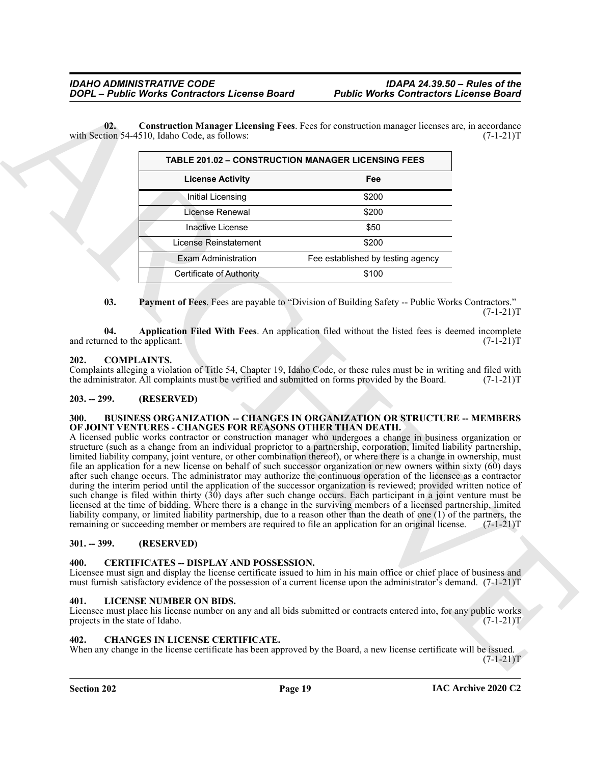**02. Construction Manager Licensing Fees**. Fees for construction manager licenses are, in accordance with Section 54-4510, Idaho Code, as follows: (7-1-21)T

**TABLE 201.02 – CONSTRUCTION MANAGER LICENSING FEES**

| License Activity | Fee |
|---|---|
| Initial Licensing | $200 |
| License Renewal | $200 |
| Inactive License | $50 |
| License Reinstatement | $200 |
| Exam Administration | Fee established by testing agency |
| Certificate of Authority | $100 |

**03. Payment of Fees**. Fees are payable to "Division of Building Safety -- Public Works Contractors." (7-1-21)T

**04. Application Filed With Fees**. An application filed without the listed fees is deemed incomplete and returned to the applicant. (7-1-21)T

## 202. COMPLAINTS.

Complaints alleging a violation of Title 54, Chapter 19, Idaho Code, or these rules must be in writing and filed with the administrator. All complaints must be verified and submitted on forms provided by the Board. (7-1-21)T

## 203. -- 299. (RESERVED)

## 300. BUSINESS ORGANIZATION -- CHANGES IN ORGANIZATION OR STRUCTURE -- MEMBERS OF JOINT VENTURES - CHANGES FOR REASONS OTHER THAN DEATH.

A licensed public works contractor or construction manager who undergoes a change in business organization or structure (such as a change from an individual proprietor to a partnership, corporation, limited liability partnership, limited liability company, joint venture, or other combination thereof), or where there is a change in ownership, must file an application for a new license on behalf of such successor organization or new owners within sixty (60) days after such change occurs. The administrator may authorize the continuous operation of the licensee as a contractor during the interim period until the application of the successor organization is reviewed; provided written notice of such change is filed within thirty (30) days after such change occurs. Each participant in a joint venture must be licensed at the time of bidding. Where there is a change in the surviving members of a licensed partnership, limited liability company, or limited liability partnership, due to a reason other than the death of one (1) of the partners, the remaining or succeeding member or members are required to file an application for an original license. (7-1-21)T

## 301. -- 399. (RESERVED)

## 400. CERTIFICATES -- DISPLAY AND POSSESSION.

Licensee must sign and display the license certificate issued to him in his main office or chief place of business and must furnish satisfactory evidence of the possession of a current license upon the administrator's demand. (7-1-21)T

## 401. LICENSE NUMBER ON BIDS.

Licensee must place his license number on any and all bids submitted or contracts entered into, for any public works projects in the state of Idaho. (7-1-21)T

## 402. CHANGES IN LICENSE CERTIFICATE.

When any change in the license certificate has been approved by the Board, a new license certificate will be issued. (7-1-21)T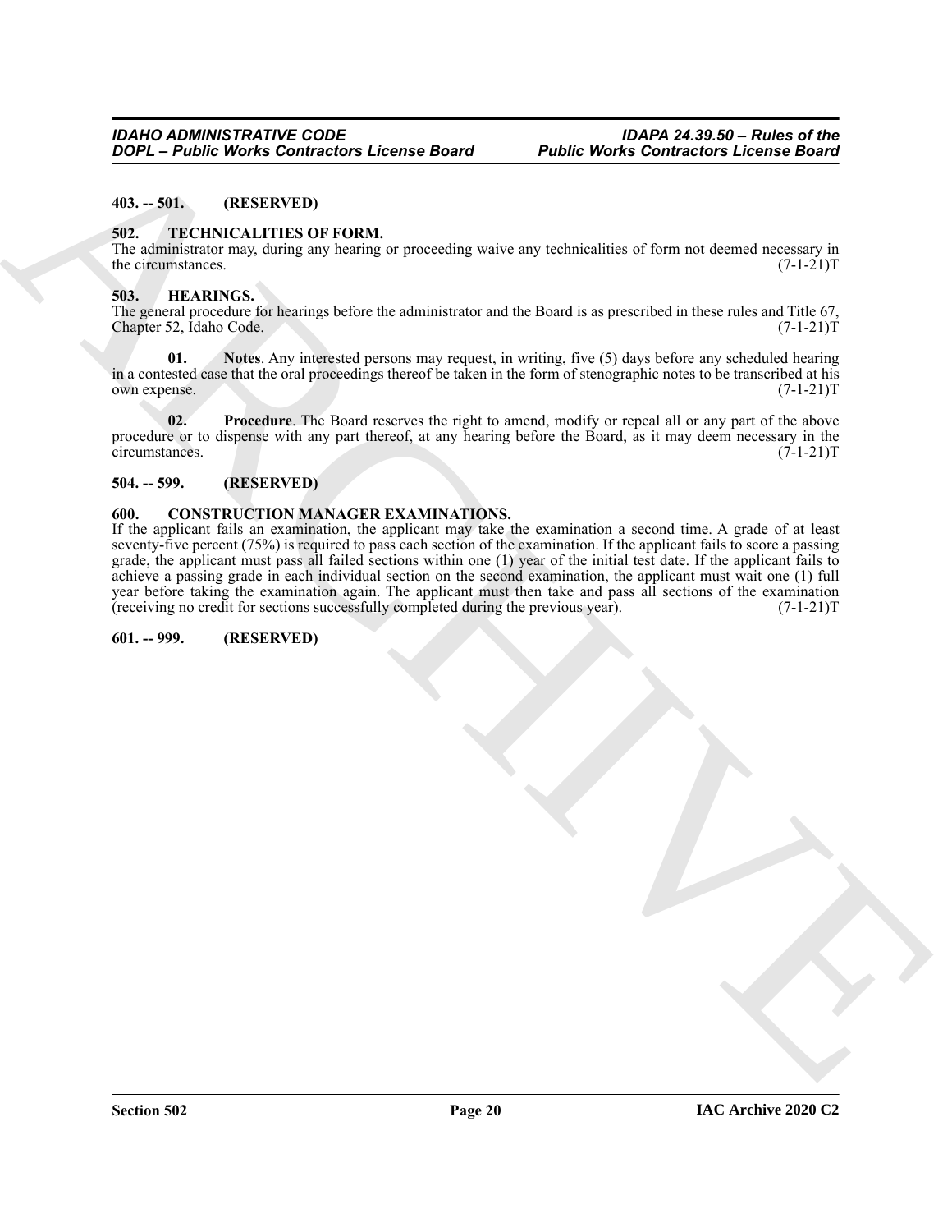**403. -- 501. (RESERVED)**

**502. TECHNICALITIES OF FORM.**

The administrator may, during any hearing or proceeding waive any technicalities of form not deemed necessary in the circumstances. (7-1-21)T

**503. HEARINGS.**

The general procedure for hearings before the administrator and the Board is as prescribed in these rules and Title 67, Chapter 52, Idaho Code. (7-1-21)T

**01. Notes**. Any interested persons may request, in writing, five (5) days before any scheduled hearing in a contested case that the oral proceedings thereof be taken in the form of stenographic notes to be transcribed at his own expense. (7-1-21)T

**02. Procedure**. The Board reserves the right to amend, modify or repeal all or any part of the above procedure or to dispense with any part thereof, at any hearing before the Board, as it may deem necessary in the circumstances. (7-1-21)T

**504. -- 599. (RESERVED)**

**600. CONSTRUCTION MANAGER EXAMINATIONS.**

If the applicant fails an examination, the applicant may take the examination a second time. A grade of at least seventy-five percent (75%) is required to pass each section of the examination. If the applicant fails to score a passing grade, the applicant must pass all failed sections within one (1) year of the initial test date. If the applicant fails to achieve a passing grade in each individual section on the second examination, the applicant must wait one (1) full year before taking the examination again. The applicant must then take and pass all sections of the examination (receiving no credit for sections successfully completed during the previous year). (7-1-21)T

**601. -- 999. (RESERVED)**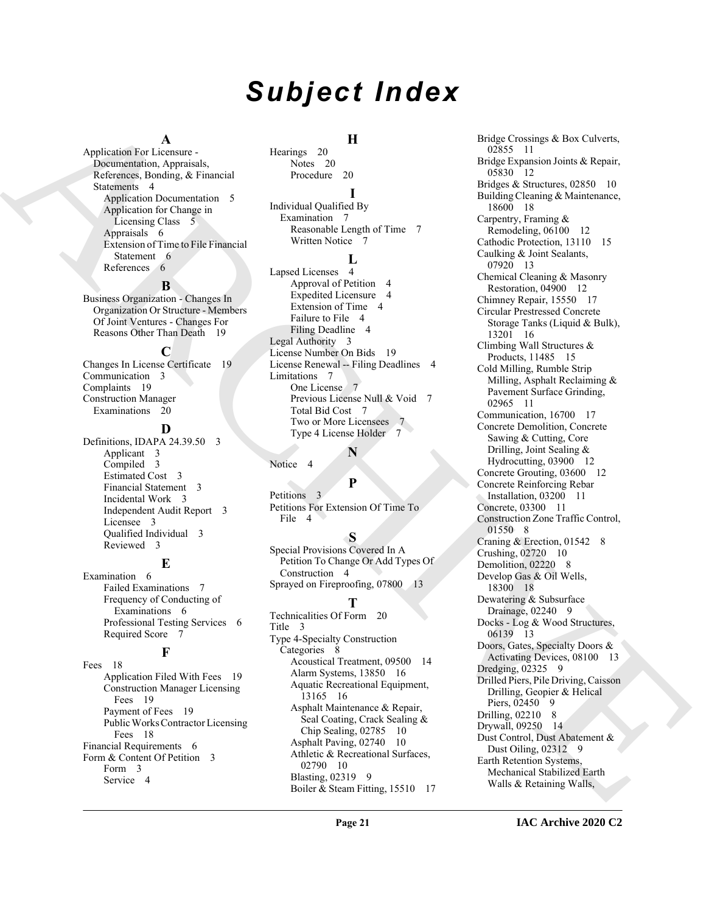# Subject Index

**A**

Application For Licensure - Documentation, Appraisals, References, Bonding, & Financial Statements 4
- Application Documentation 5
- Application for Change in Licensing Class 5
- Appraisals 6
- Extension of Time to File Financial Statement 6
- References 6

**B**

Business Organization - Changes In Organization Or Structure - Members Of Joint Ventures - Changes For Reasons Other Than Death 19

**C**

Changes In License Certificate 19
Communication 3
Complaints 19
Construction Manager Examinations 20

**D**

Definitions, IDAPA 24.39.50 3
- Applicant 3
- Compiled 3
- Estimated Cost 3
- Financial Statement 3
- Incidental Work 3
- Independent Audit Report 3
- Licensee 3
- Qualified Individual 3
- Reviewed 3

**E**

Examination 6
- Failed Examinations 7
- Frequency of Conducting of Examinations 6
- Professional Testing Services 6
- Required Score 7

**F**

Fees 18
- Application Filed With Fees 19
- Construction Manager Licensing Fees 19
- Payment of Fees 19
- Public Works Contractor Licensing Fees 18

Financial Requirements 6
Form & Content Of Petition 3
- Form 3
- Service 4

**H**

Hearings 20
- Notes 20
- Procedure 20

**I**

Individual Qualified By Examination 7
- Reasonable Length of Time 7
- Written Notice 7

**L**

Lapsed Licenses 4
- Approval of Petition 4
- Expedited Licensure 4
- Extension of Time 4
- Failure to File 4
- Filing Deadline 4

Legal Authority 3
License Number On Bids 19
License Renewal -- Filing Deadlines 4
Limitations 7
- One License 7
- Previous License Null & Void 7
- Total Bid Cost 7
- Two or More Licensees 7
- Type 4 License Holder 7

**N**

Notice 4

**P**

Petitions 3
Petitions For Extension Of Time To File 4

**S**

Special Provisions Covered In A Petition To Change Or Add Types Of Construction 4
Sprayed on Fireproofing, 07800 13

**T**

Technicalities Of Form 20
Title 3
Type 4-Specialty Construction Categories 8
- Acoustical Treatment, 09500 14
- Alarm Systems, 13850 16
- Aquatic Recreational Equipment, 13165 16
- Asphalt Maintenance & Repair, Seal Coating, Crack Sealing & Chip Sealing, 02785 10
- Asphalt Paving, 02740 10
- Athletic & Recreational Surfaces, 02790 10
- Blasting, 02319 9
- Boiler & Steam Fitting, 15510 17
- Bridge Crossings & Box Culverts, 02855 11
- Bridge Expansion Joints & Repair, 05830 12
- Bridges & Structures, 02850 10
- Building Cleaning & Maintenance, 18600 18
- Carpentry, Framing & Remodeling, 06100 12
- Cathodic Protection, 13110 15
- Caulking & Joint Sealants, 07920 13
- Chemical Cleaning & Masonry Restoration, 04900 12
- Chimney Repair, 15550 17
- Circular Prestressed Concrete Storage Tanks (Liquid & Bulk), 13201 16
- Climbing Wall Structures & Products, 11485 15
- Cold Milling, Rumble Strip Milling, Asphalt Reclaiming & Pavement Surface Grinding, 02965 11
- Communication, 16700 17
- Concrete Demolition, Concrete Sawing & Cutting, Core Drilling, Joint Sealing & Hydrocutting, 03900 12
- Concrete Grouting, 03600 12
- Concrete Reinforcing Rebar Installation, 03200 11
- Concrete, 03300 11
- Construction Zone Traffic Control, 01550 8
- Craning & Erection, 01542 8
- Crushing, 02720 10
- Demolition, 02220 8
- Develop Gas & Oil Wells, 18300 18
- Dewatering & Subsurface Drainage, 02240 9
- Docks - Log & Wood Structures, 06139 13
- Doors, Gates, Specialty Doors & Activating Devices, 08100 13
- Dredging, 02325 9
- Drilled Piers, Pile Driving, Caisson Drilling, Geopier & Helical Piers, 02450 9
- Drilling, 02210 8
- Drywall, 09250 14
- Dust Control, Dust Abatement & Dust Oiling, 02312 9
- Earth Retention Systems, Mechanical Stabilized Earth Walls & Retaining Walls,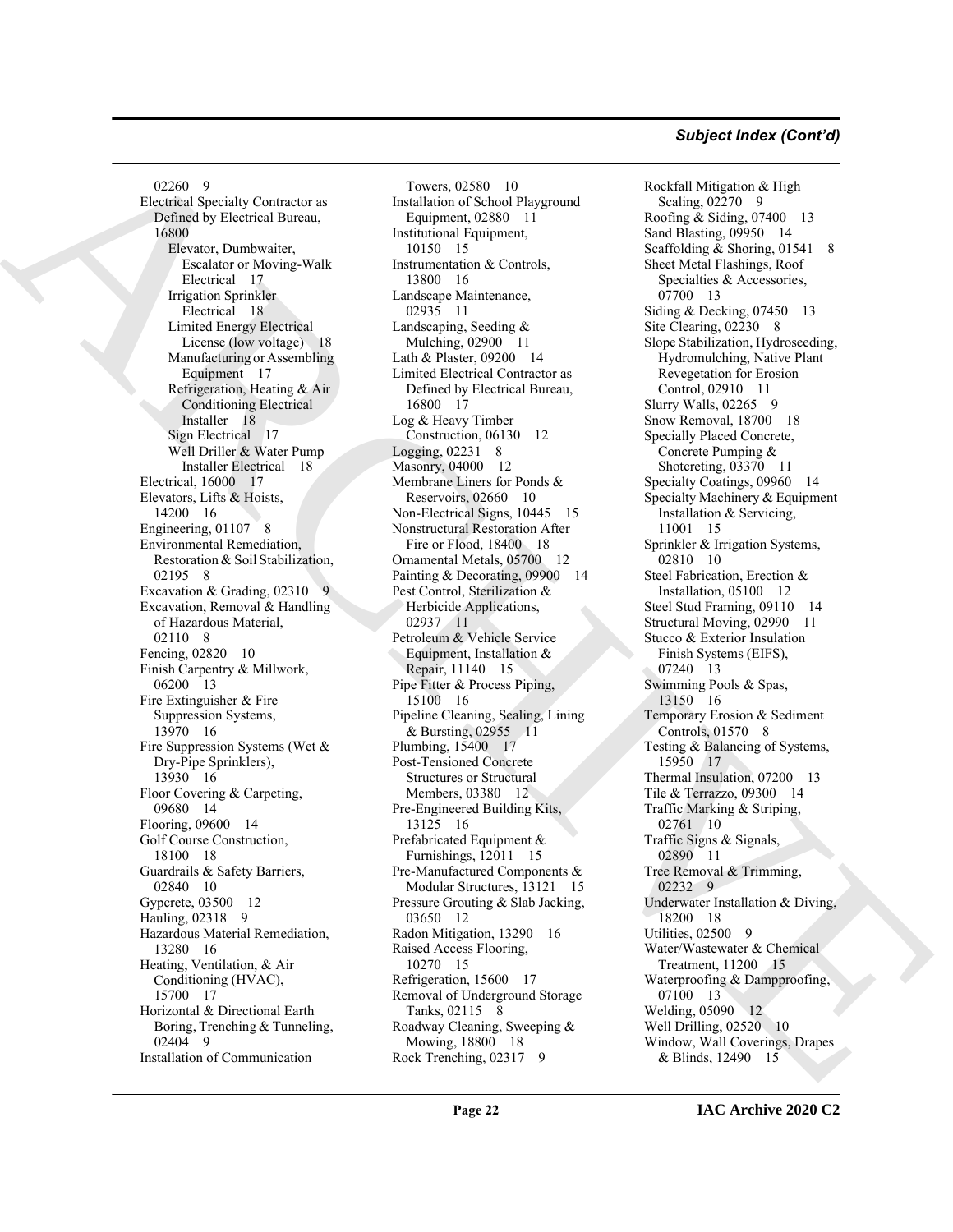## Subject Index (Cont'd)

02260 9
Electrical Specialty Contractor as Defined by Electrical Bureau, 16800
 Elevator, Dumbwaiter, Escalator or Moving-Walk Electrical 17
 Irrigation Sprinkler Electrical 18
 Limited Energy Electrical License (low voltage) 18
 Manufacturing or Assembling Equipment 17
 Refrigeration, Heating & Air Conditioning Electrical Installer 18
 Sign Electrical 17
 Well Driller & Water Pump Installer Electrical 18
Electrical, 16000 17
Elevators, Lifts & Hoists, 14200 16
Engineering, 01107 8
Environmental Remediation, Restoration & Soil Stabilization, 02195 8
Excavation & Grading, 02310 9
Excavation, Removal & Handling of Hazardous Material, 02110 8
Fencing, 02820 10
Finish Carpentry & Millwork, 06200 13
Fire Extinguisher & Fire Suppression Systems, 13970 16
Fire Suppression Systems (Wet & Dry-Pipe Sprinklers), 13930 16
Floor Covering & Carpeting, 09680 14
Flooring, 09600 14
Golf Course Construction, 18100 18
Guardrails & Safety Barriers, 02840 10
Gypcrete, 03500 12
Hauling, 02318 9
Hazardous Material Remediation, 13280 16
Heating, Ventilation, & Air Conditioning (HVAC), 15700 17
Horizontal & Directional Earth Boring, Trenching & Tunneling, 02404 9
Installation of Communication Towers, 02580 10
Installation of School Playground Equipment, 02880 11
Institutional Equipment, 10150 15
Instrumentation & Controls, 13800 16
Landscape Maintenance, 02935 11
Landscaping, Seeding & Mulching, 02900 11
Lath & Plaster, 09200 14
Limited Electrical Contractor as Defined by Electrical Bureau, 16800 17
Log & Heavy Timber Construction, 06130 12
Logging, 02231 8
Masonry, 04000 12
Membrane Liners for Ponds & Reservoirs, 02660 10
Non-Electrical Signs, 10445 15
Nonstructural Restoration After Fire or Flood, 18400 18
Ornamental Metals, 05700 12
Painting & Decorating, 09900 14
Pest Control, Sterilization & Herbicide Applications, 02937 11
Petroleum & Vehicle Service Equipment, Installation & Repair, 11140 15
Pipe Fitter & Process Piping, 15100 16
Pipeline Cleaning, Sealing, Lining & Bursting, 02955 11
Plumbing, 15400 17
Post-Tensioned Concrete Structures or Structural Members, 03380 12
Pre-Engineered Building Kits, 13125 16
Prefabricated Equipment & Furnishings, 12011 15
Pre-Manufactured Components & Modular Structures, 13121 15
Pressure Grouting & Slab Jacking, 03650 12
Radon Mitigation, 13290 16
Raised Access Flooring, 10270 15
Refrigeration, 15600 17
Removal of Underground Storage Tanks, 02115 8
Roadway Cleaning, Sweeping & Mowing, 18800 18
Rock Trenching, 02317 9
Rockfall Mitigation & High Scaling, 02270 9
Roofing & Siding, 07400 13
Sand Blasting, 09950 14
Scaffolding & Shoring, 01541 8
Sheet Metal Flashings, Roof Specialties & Accessories, 07700 13
Siding & Decking, 07450 13
Site Clearing, 02230 8
Slope Stabilization, Hydroseeding, Hydromulching, Native Plant Revegetation for Erosion Control, 02910 11
Slurry Walls, 02265 9
Snow Removal, 18700 18
Specially Placed Concrete, Concrete Pumping & Shotcreting, 03370 11
Specialty Coatings, 09960 14
Specialty Machinery & Equipment Installation & Servicing, 11001 15
Sprinkler & Irrigation Systems, 02810 10
Steel Fabrication, Erection & Installation, 05100 12
Steel Stud Framing, 09110 14
Structural Moving, 02990 11
Stucco & Exterior Insulation Finish Systems (EIFS), 07240 13
Swimming Pools & Spas, 13150 16
Temporary Erosion & Sediment Controls, 01570 8
Testing & Balancing of Systems, 15950 17
Thermal Insulation, 07200 13
Tile & Terrazzo, 09300 14
Traffic Marking & Striping, 02761 10
Traffic Signs & Signals, 02890 11
Tree Removal & Trimming, 02232 9
Underwater Installation & Diving, 18200 18
Utilities, 02500 9
Water/Wastewater & Chemical Treatment, 11200 15
Waterproofing & Dampproofing, 07100 13
Welding, 05090 12
Well Drilling, 02520 10
Window, Wall Coverings, Drapes & Blinds, 12490 15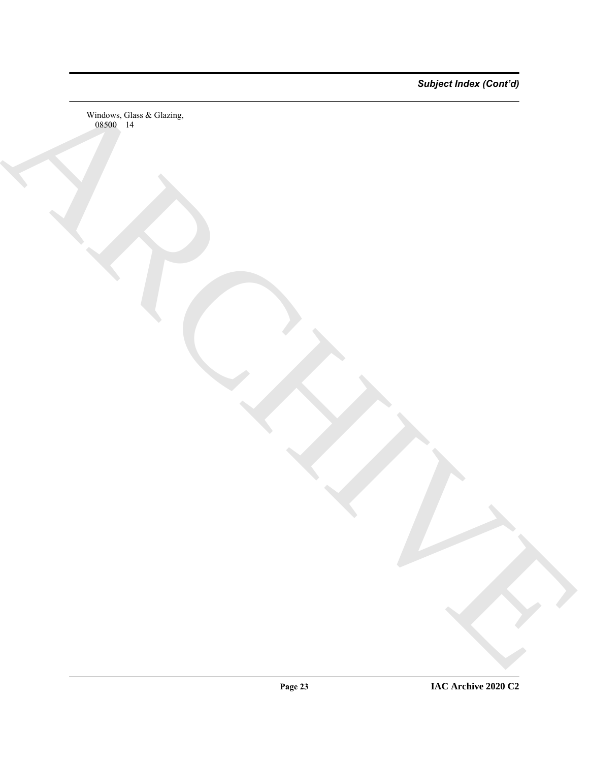Windows, Glass & Glazing,
08500 14